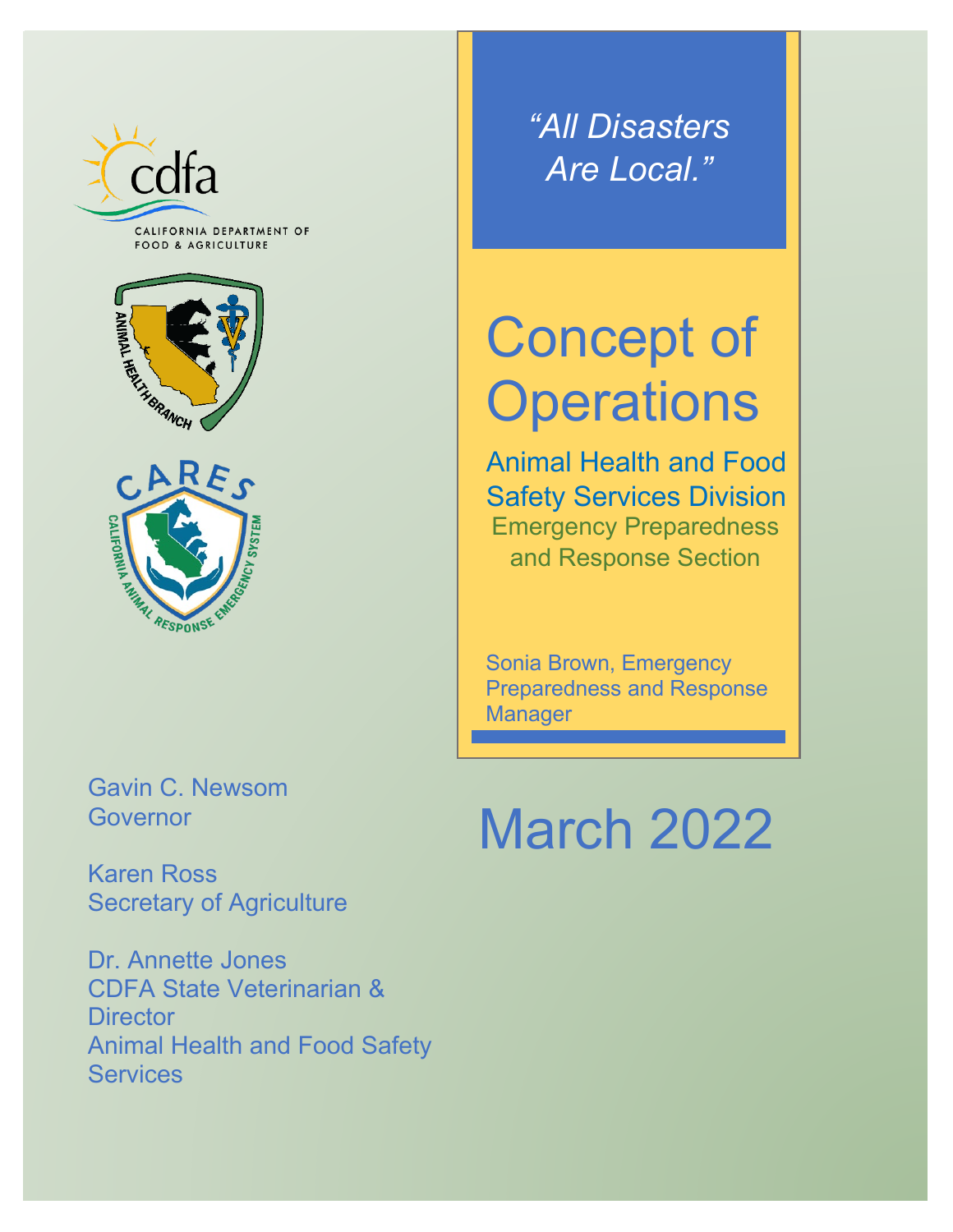CALIFORNIA DEPARTMENT OF FOOD & AGRICULTURE

*"All Disasters Are Local."*

# Concept of Operations

## Animal Health and Food Safety Services Division

### Emergency Preparedness and Response Section

Sonia Brown, Emergency Preparedness and Response Manager

# March 2022

Gavin C. Newsom
Governor

Karen Ross
Secretary of Agriculture

Dr. Annette Jones
CDFA State Veterinarian & Director
Animal Health and Food Safety Services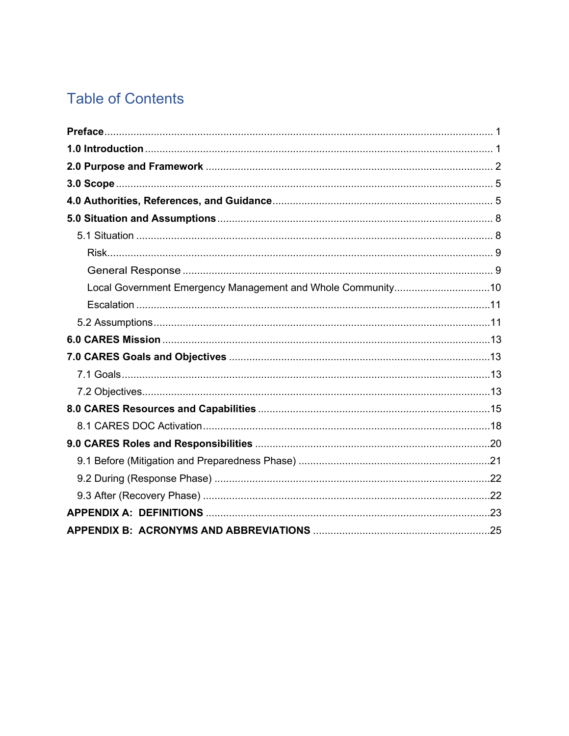# Table of Contents

**Preface** ..... 1

**1.0 Introduction** ..... 1

**2.0 Purpose and Framework** ..... 2

**3.0 Scope** ..... 5

**4.0 Authorities, References, and Guidance** ..... 5

**5.0 Situation and Assumptions** ..... 8

- 5.1 Situation ..... 8
  - Risk ..... 9
  - General Response ..... 9
  - Local Government Emergency Management and Whole Community ..... 10
  - Escalation ..... 11
- 5.2 Assumptions ..... 11

**6.0 CARES Mission** ..... 13

**7.0 CARES Goals and Objectives** ..... 13

- 7.1 Goals ..... 13
- 7.2 Objectives ..... 13

**8.0 CARES Resources and Capabilities** ..... 15

- 8.1 CARES DOC Activation ..... 18

**9.0 CARES Roles and Responsibilities** ..... 20

- 9.1 Before (Mitigation and Preparedness Phase) ..... 21
- 9.2 During (Response Phase) ..... 22
- 9.3 After (Recovery Phase) ..... 22

**APPENDIX A: DEFINITIONS** ..... 23

**APPENDIX B: ACRONYMS AND ABBREVIATIONS** ..... 25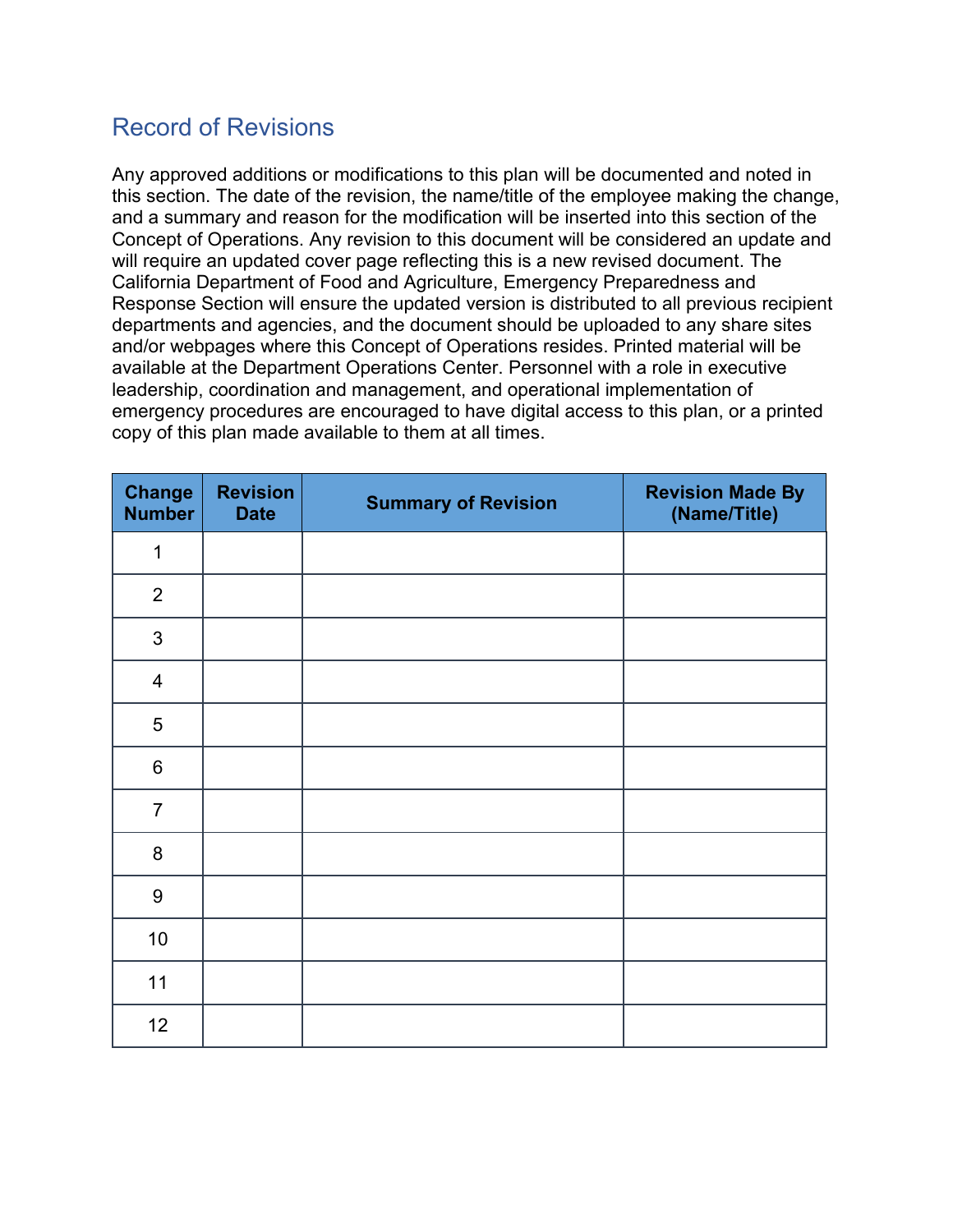## Record of Revisions

Any approved additions or modifications to this plan will be documented and noted in this section. The date of the revision, the name/title of the employee making the change, and a summary and reason for the modification will be inserted into this section of the Concept of Operations. Any revision to this document will be considered an update and will require an updated cover page reflecting this is a new revised document. The California Department of Food and Agriculture, Emergency Preparedness and Response Section will ensure the updated version is distributed to all previous recipient departments and agencies, and the document should be uploaded to any share sites and/or webpages where this Concept of Operations resides. Printed material will be available at the Department Operations Center. Personnel with a role in executive leadership, coordination and management, and operational implementation of emergency procedures are encouraged to have digital access to this plan, or a printed copy of this plan made available to them at all times.

| Change Number | Revision Date | Summary of Revision | Revision Made By (Name/Title) |
|---|---|---|---|
| 1 | | | |
| 2 | | | |
| 3 | | | |
| 4 | | | |
| 5 | | | |
| 6 | | | |
| 7 | | | |
| 8 | | | |
| 9 | | | |
| 10 | | | |
| 11 | | | |
| 12 | | | |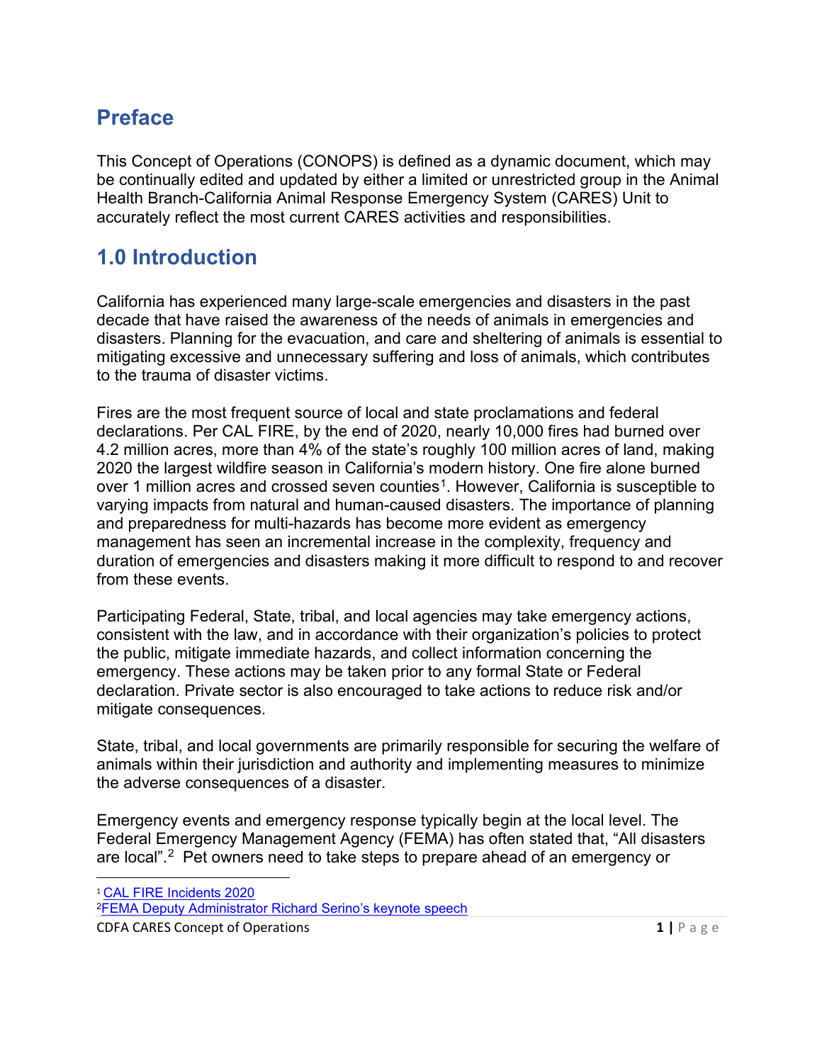## Preface

This Concept of Operations (CONOPS) is defined as a dynamic document, which may be continually edited and updated by either a limited or unrestricted group in the Animal Health Branch-California Animal Response Emergency System (CARES) Unit to accurately reflect the most current CARES activities and responsibilities.

## 1.0 Introduction

California has experienced many large-scale emergencies and disasters in the past decade that have raised the awareness of the needs of animals in emergencies and disasters. Planning for the evacuation, and care and sheltering of animals is essential to mitigating excessive and unnecessary suffering and loss of animals, which contributes to the trauma of disaster victims.

Fires are the most frequent source of local and state proclamations and federal declarations. Per CAL FIRE, by the end of 2020, nearly 10,000 fires had burned over 4.2 million acres, more than 4% of the state's roughly 100 million acres of land, making 2020 the largest wildfire season in California's modern history. One fire alone burned over 1 million acres and crossed seven counties[1]. However, California is susceptible to varying impacts from natural and human-caused disasters. The importance of planning and preparedness for multi-hazards has become more evident as emergency management has seen an incremental increase in the complexity, frequency and duration of emergencies and disasters making it more difficult to respond to and recover from these events.

Participating Federal, State, tribal, and local agencies may take emergency actions, consistent with the law, and in accordance with their organization's policies to protect the public, mitigate immediate hazards, and collect information concerning the emergency. These actions may be taken prior to any formal State or Federal declaration. Private sector is also encouraged to take actions to reduce risk and/or mitigate consequences.

State, tribal, and local governments are primarily responsible for securing the welfare of animals within their jurisdiction and authority and implementing measures to minimize the adverse consequences of a disaster.

Emergency events and emergency response typically begin at the local level. The Federal Emergency Management Agency (FEMA) has often stated that, "All disasters are local".[2] Pet owners need to take steps to prepare ahead of an emergency or

[1] CAL FIRE Incidents 2020

[2] FEMA Deputy Administrator Richard Serino's keynote speech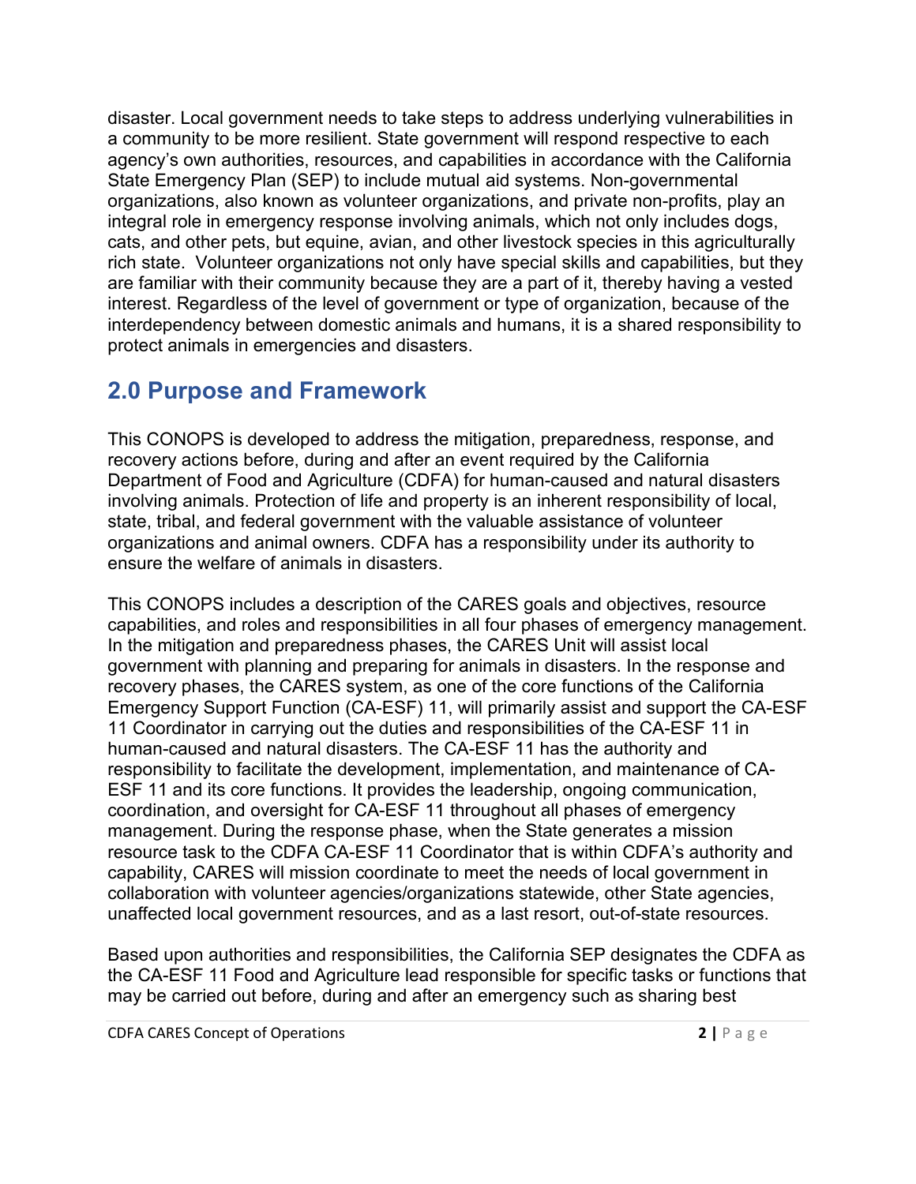disaster. Local government needs to take steps to address underlying vulnerabilities in a community to be more resilient. State government will respond respective to each agency's own authorities, resources, and capabilities in accordance with the California State Emergency Plan (SEP) to include mutual aid systems. Non-governmental organizations, also known as volunteer organizations, and private non-profits, play an integral role in emergency response involving animals, which not only includes dogs, cats, and other pets, but equine, avian, and other livestock species in this agriculturally rich state. Volunteer organizations not only have special skills and capabilities, but they are familiar with their community because they are a part of it, thereby having a vested interest. Regardless of the level of government or type of organization, because of the interdependency between domestic animals and humans, it is a shared responsibility to protect animals in emergencies and disasters.

## 2.0 Purpose and Framework

This CONOPS is developed to address the mitigation, preparedness, response, and recovery actions before, during and after an event required by the California Department of Food and Agriculture (CDFA) for human-caused and natural disasters involving animals. Protection of life and property is an inherent responsibility of local, state, tribal, and federal government with the valuable assistance of volunteer organizations and animal owners. CDFA has a responsibility under its authority to ensure the welfare of animals in disasters.

This CONOPS includes a description of the CARES goals and objectives, resource capabilities, and roles and responsibilities in all four phases of emergency management. In the mitigation and preparedness phases, the CARES Unit will assist local government with planning and preparing for animals in disasters. In the response and recovery phases, the CARES system, as one of the core functions of the California Emergency Support Function (CA-ESF) 11, will primarily assist and support the CA-ESF 11 Coordinator in carrying out the duties and responsibilities of the CA-ESF 11 in human-caused and natural disasters. The CA-ESF 11 has the authority and responsibility to facilitate the development, implementation, and maintenance of CA-ESF 11 and its core functions. It provides the leadership, ongoing communication, coordination, and oversight for CA-ESF 11 throughout all phases of emergency management. During the response phase, when the State generates a mission resource task to the CDFA CA-ESF 11 Coordinator that is within CDFA's authority and capability, CARES will mission coordinate to meet the needs of local government in collaboration with volunteer agencies/organizations statewide, other State agencies, unaffected local government resources, and as a last resort, out-of-state resources.

Based upon authorities and responsibilities, the California SEP designates the CDFA as the CA-ESF 11 Food and Agriculture lead responsible for specific tasks or functions that may be carried out before, during and after an emergency such as sharing best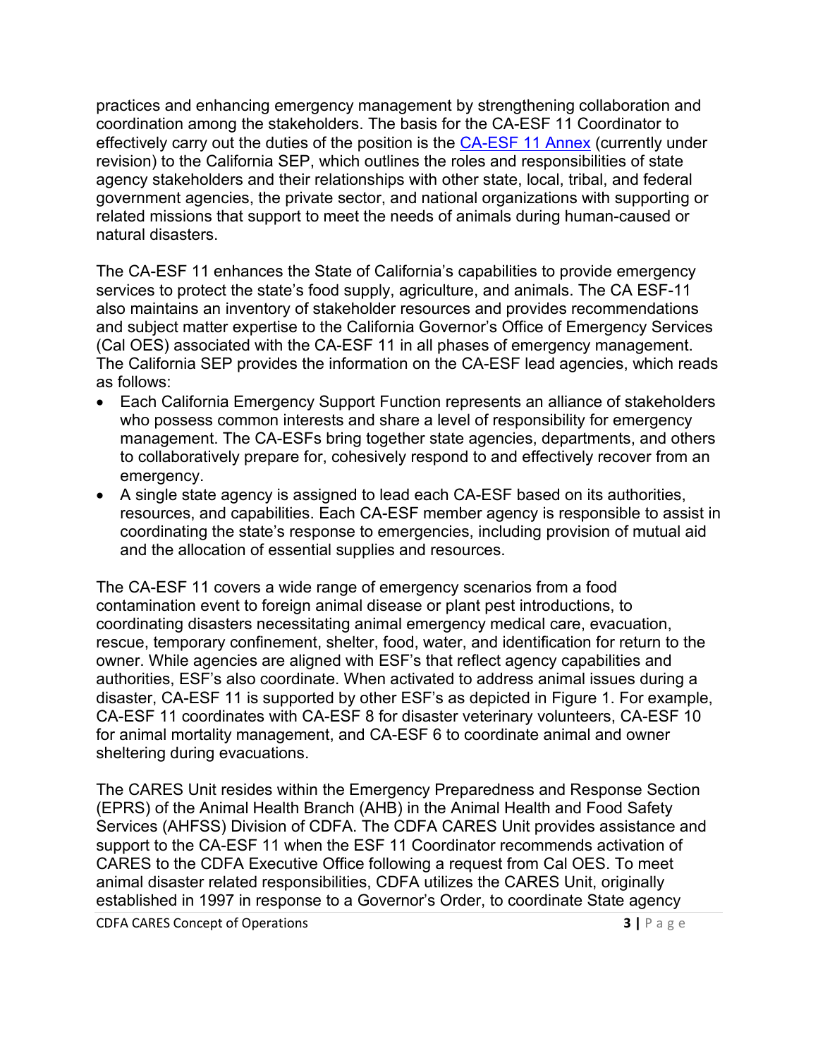practices and enhancing emergency management by strengthening collaboration and coordination among the stakeholders. The basis for the CA-ESF 11 Coordinator to effectively carry out the duties of the position is the [CA-ESF 11 Annex] (currently under revision) to the California SEP, which outlines the roles and responsibilities of state agency stakeholders and their relationships with other state, local, tribal, and federal government agencies, the private sector, and national organizations with supporting or related missions that support to meet the needs of animals during human-caused or natural disasters.

The CA-ESF 11 enhances the State of California's capabilities to provide emergency services to protect the state's food supply, agriculture, and animals. The CA ESF-11 also maintains an inventory of stakeholder resources and provides recommendations and subject matter expertise to the California Governor's Office of Emergency Services (Cal OES) associated with the CA-ESF 11 in all phases of emergency management. The California SEP provides the information on the CA-ESF lead agencies, which reads as follows:

- Each California Emergency Support Function represents an alliance of stakeholders who possess common interests and share a level of responsibility for emergency management. The CA-ESFs bring together state agencies, departments, and others to collaboratively prepare for, cohesively respond to and effectively recover from an emergency.
- A single state agency is assigned to lead each CA-ESF based on its authorities, resources, and capabilities. Each CA-ESF member agency is responsible to assist in coordinating the state's response to emergencies, including provision of mutual aid and the allocation of essential supplies and resources.

The CA-ESF 11 covers a wide range of emergency scenarios from a food contamination event to foreign animal disease or plant pest introductions, to coordinating disasters necessitating animal emergency medical care, evacuation, rescue, temporary confinement, shelter, food, water, and identification for return to the owner. While agencies are aligned with ESF's that reflect agency capabilities and authorities, ESF's also coordinate. When activated to address animal issues during a disaster, CA-ESF 11 is supported by other ESF's as depicted in Figure 1. For example, CA-ESF 11 coordinates with CA-ESF 8 for disaster veterinary volunteers, CA-ESF 10 for animal mortality management, and CA-ESF 6 to coordinate animal and owner sheltering during evacuations.

The CARES Unit resides within the Emergency Preparedness and Response Section (EPRS) of the Animal Health Branch (AHB) in the Animal Health and Food Safety Services (AHFSS) Division of CDFA. The CDFA CARES Unit provides assistance and support to the CA-ESF 11 when the ESF 11 Coordinator recommends activation of CARES to the CDFA Executive Office following a request from Cal OES. To meet animal disaster related responsibilities, CDFA utilizes the CARES Unit, originally established in 1997 in response to a Governor's Order, to coordinate State agency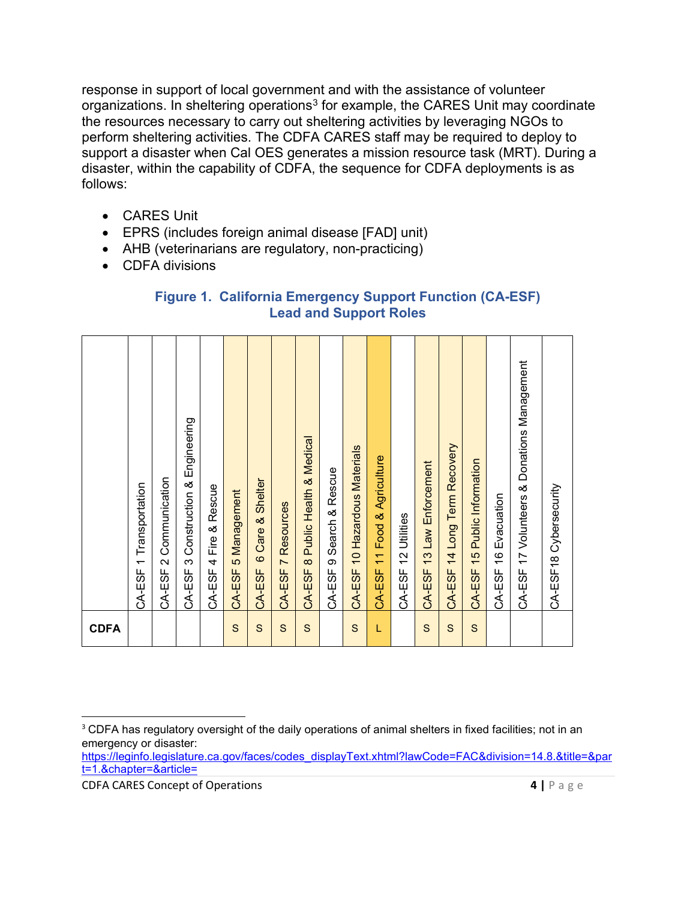response in support of local government and with the assistance of volunteer organizations. In sheltering operations[3] for example, the CARES Unit may coordinate the resources necessary to carry out sheltering activities by leveraging NGOs to perform sheltering activities. The CDFA CARES staff may be required to deploy to support a disaster when Cal OES generates a mission resource task (MRT). During a disaster, within the capability of CDFA, the sequence for CDFA deployments is as follows:

- CARES Unit
- EPRS (includes foreign animal disease [FAD] unit)
- AHB (veterinarians are regulatory, non-practicing)
- CDFA divisions

**Figure 1. California Emergency Support Function (CA-ESF) Lead and Support Roles**

| | CA-ESF 1 Transportation | CA-ESF 2 Communication | CA-ESF 3 Construction & Engineering | CA-ESF 4 Fire & Rescue | CA-ESF 5 Management | CA-ESF 6 Care & Shelter | CA-ESF 7 Resources | CA-ESF 8 Public Health & Medical | CA-ESF 9 Search & Rescue | CA-ESF 10 Hazardous Materials | CA-ESF 11 Food & Agriculture | CA-ESF 12 Utilities | CA-ESF 13 Law Enforcement | CA-ESF 14 Long Term Recovery | CA-ESF 15 Public Information | CA-ESF 16 Evacuation | CA-ESF 17 Volunteers & Donations Management | CA-ESF18 Cybersecurity |
|---|---|---|---|---|---|---|---|---|---|---|---|---|---|---|---|---|---|---|
| **CDFA** | | | | | S | S | S | S | | S | L | | S | S | S | | | |

[3] CDFA has regulatory oversight of the daily operations of animal shelters in fixed facilities; not in an emergency or disaster: https://leginfo.legislature.ca.gov/faces/codes_displayText.xhtml?lawCode=FAC&division=14.8.&title=&part=1.&chapter=&article=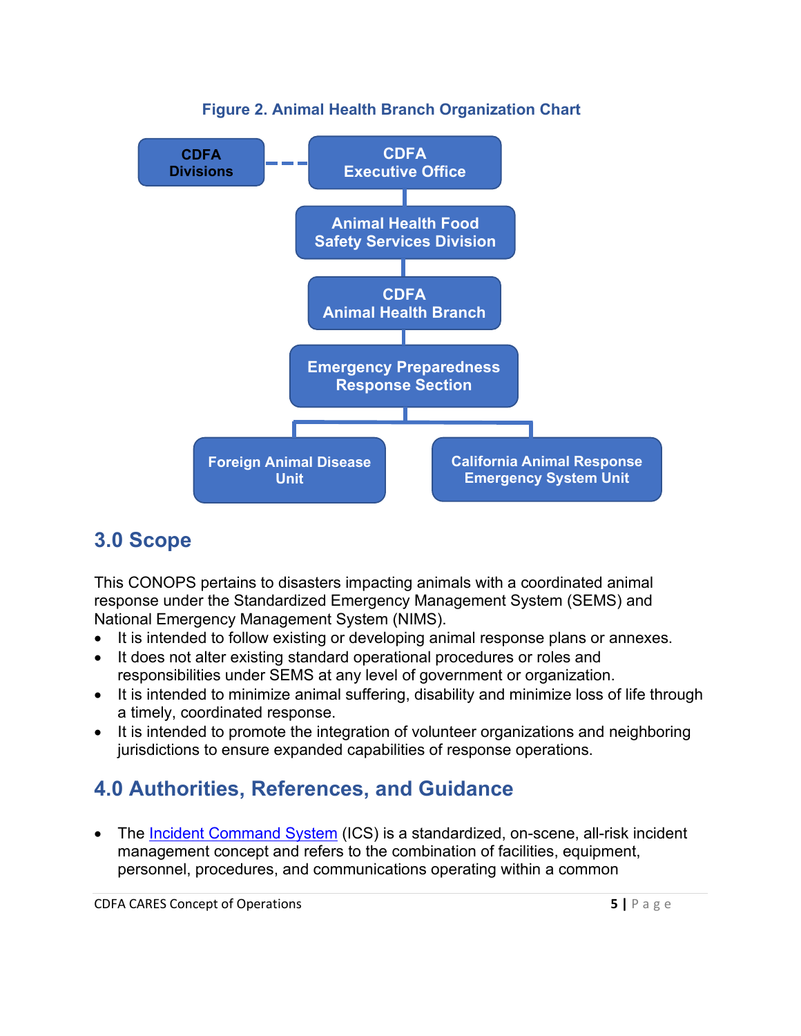**Figure 2. Animal Health Branch Organization Chart**

- CDFA Divisions (dashed connection to CDFA Executive Office)
- CDFA Executive Office
  - Animal Health Food Safety Services Division
    - CDFA Animal Health Branch
      - Emergency Preparedness Response Section
        - Foreign Animal Disease Unit
        - California Animal Response Emergency System Unit

## 3.0 Scope

This CONOPS pertains to disasters impacting animals with a coordinated animal response under the Standardized Emergency Management System (SEMS) and National Emergency Management System (NIMS).

- It is intended to follow existing or developing animal response plans or annexes.
- It does not alter existing standard operational procedures or roles and responsibilities under SEMS at any level of government or organization.
- It is intended to minimize animal suffering, disability and minimize loss of life through a timely, coordinated response.
- It is intended to promote the integration of volunteer organizations and neighboring jurisdictions to ensure expanded capabilities of response operations.

## 4.0 Authorities, References, and Guidance

- The Incident Command System (ICS) is a standardized, on-scene, all-risk incident management concept and refers to the combination of facilities, equipment, personnel, procedures, and communications operating within a common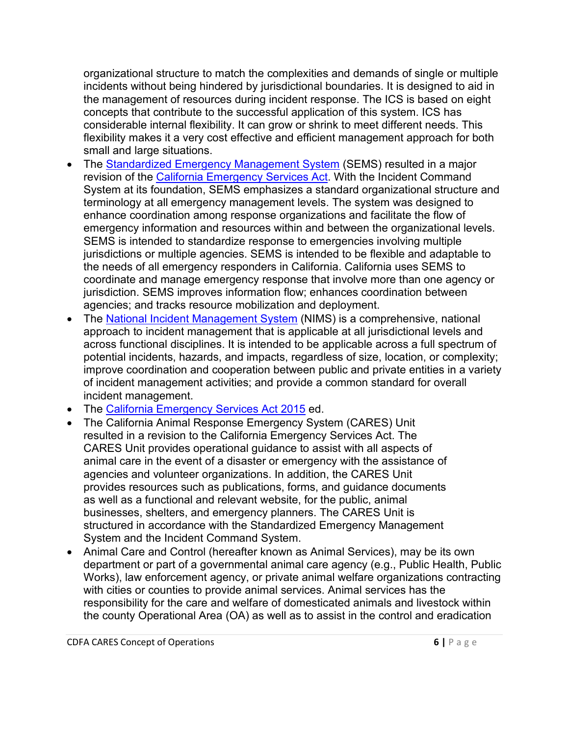organizational structure to match the complexities and demands of single or multiple incidents without being hindered by jurisdictional boundaries. It is designed to aid in the management of resources during incident response. The ICS is based on eight concepts that contribute to the successful application of this system. ICS has considerable internal flexibility. It can grow or shrink to meet different needs. This flexibility makes it a very cost effective and efficient management approach for both small and large situations.

- The Standardized Emergency Management System (SEMS) resulted in a major revision of the California Emergency Services Act. With the Incident Command System at its foundation, SEMS emphasizes a standard organizational structure and terminology at all emergency management levels. The system was designed to enhance coordination among response organizations and facilitate the flow of emergency information and resources within and between the organizational levels. SEMS is intended to standardize response to emergencies involving multiple jurisdictions or multiple agencies. SEMS is intended to be flexible and adaptable to the needs of all emergency responders in California. California uses SEMS to coordinate and manage emergency response that involve more than one agency or jurisdiction. SEMS improves information flow; enhances coordination between agencies; and tracks resource mobilization and deployment.
- The National Incident Management System (NIMS) is a comprehensive, national approach to incident management that is applicable at all jurisdictional levels and across functional disciplines. It is intended to be applicable across a full spectrum of potential incidents, hazards, and impacts, regardless of size, location, or complexity; improve coordination and cooperation between public and private entities in a variety of incident management activities; and provide a common standard for overall incident management.
- The California Emergency Services Act 2015 ed.
- The California Animal Response Emergency System (CARES) Unit resulted in a revision to the California Emergency Services Act. The CARES Unit provides operational guidance to assist with all aspects of animal care in the event of a disaster or emergency with the assistance of agencies and volunteer organizations. In addition, the CARES Unit provides resources such as publications, forms, and guidance documents as well as a functional and relevant website, for the public, animal businesses, shelters, and emergency planners. The CARES Unit is structured in accordance with the Standardized Emergency Management System and the Incident Command System.
- Animal Care and Control (hereafter known as Animal Services), may be its own department or part of a governmental animal care agency (e.g., Public Health, Public Works), law enforcement agency, or private animal welfare organizations contracting with cities or counties to provide animal services. Animal services has the responsibility for the care and welfare of domesticated animals and livestock within the county Operational Area (OA) as well as to assist in the control and eradication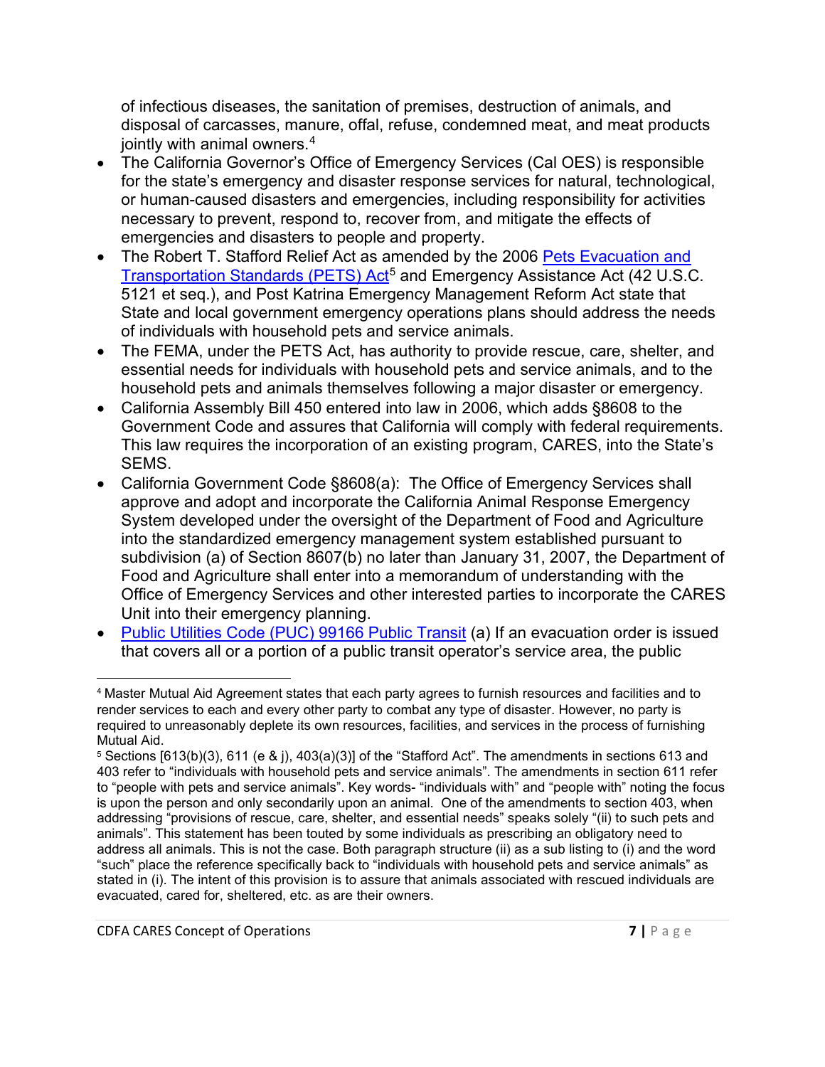of infectious diseases, the sanitation of premises, destruction of animals, and disposal of carcasses, manure, offal, refuse, condemned meat, and meat products jointly with animal owners.[4]

- The California Governor's Office of Emergency Services (Cal OES) is responsible for the state's emergency and disaster response services for natural, technological, or human-caused disasters and emergencies, including responsibility for activities necessary to prevent, respond to, recover from, and mitigate the effects of emergencies and disasters to people and property.
- The Robert T. Stafford Relief Act as amended by the 2006 Pets Evacuation and Transportation Standards (PETS) Act[5] and Emergency Assistance Act (42 U.S.C. 5121 et seq.), and Post Katrina Emergency Management Reform Act state that State and local government emergency operations plans should address the needs of individuals with household pets and service animals.
- The FEMA, under the PETS Act, has authority to provide rescue, care, shelter, and essential needs for individuals with household pets and service animals, and to the household pets and animals themselves following a major disaster or emergency.
- California Assembly Bill 450 entered into law in 2006, which adds §8608 to the Government Code and assures that California will comply with federal requirements. This law requires the incorporation of an existing program, CARES, into the State's SEMS.
- California Government Code §8608(a): The Office of Emergency Services shall approve and adopt and incorporate the California Animal Response Emergency System developed under the oversight of the Department of Food and Agriculture into the standardized emergency management system established pursuant to subdivision (a) of Section 8607(b) no later than January 31, 2007, the Department of Food and Agriculture shall enter into a memorandum of understanding with the Office of Emergency Services and other interested parties to incorporate the CARES Unit into their emergency planning.
- Public Utilities Code (PUC) 99166 Public Transit (a) If an evacuation order is issued that covers all or a portion of a public transit operator's service area, the public

---

[4] Master Mutual Aid Agreement states that each party agrees to furnish resources and facilities and to render services to each and every other party to combat any type of disaster. However, no party is required to unreasonably deplete its own resources, facilities, and services in the process of furnishing Mutual Aid.

[5] Sections [613(b)(3), 611 (e & j), 403(a)(3)] of the "Stafford Act". The amendments in sections 613 and 403 refer to "individuals with household pets and service animals". The amendments in section 611 refer to "people with pets and service animals". Key words- "individuals with" and "people with" noting the focus is upon the person and only secondarily upon an animal. One of the amendments to section 403, when addressing "provisions of rescue, care, shelter, and essential needs" speaks solely "(ii) to such pets and animals". This statement has been touted by some individuals as prescribing an obligatory need to address all animals. This is not the case. Both paragraph structure (ii) as a sub listing to (i) and the word "such" place the reference specifically back to "individuals with household pets and service animals" as stated in (i). The intent of this provision is to assure that animals associated with rescued individuals are evacuated, cared for, sheltered, etc. as are their owners.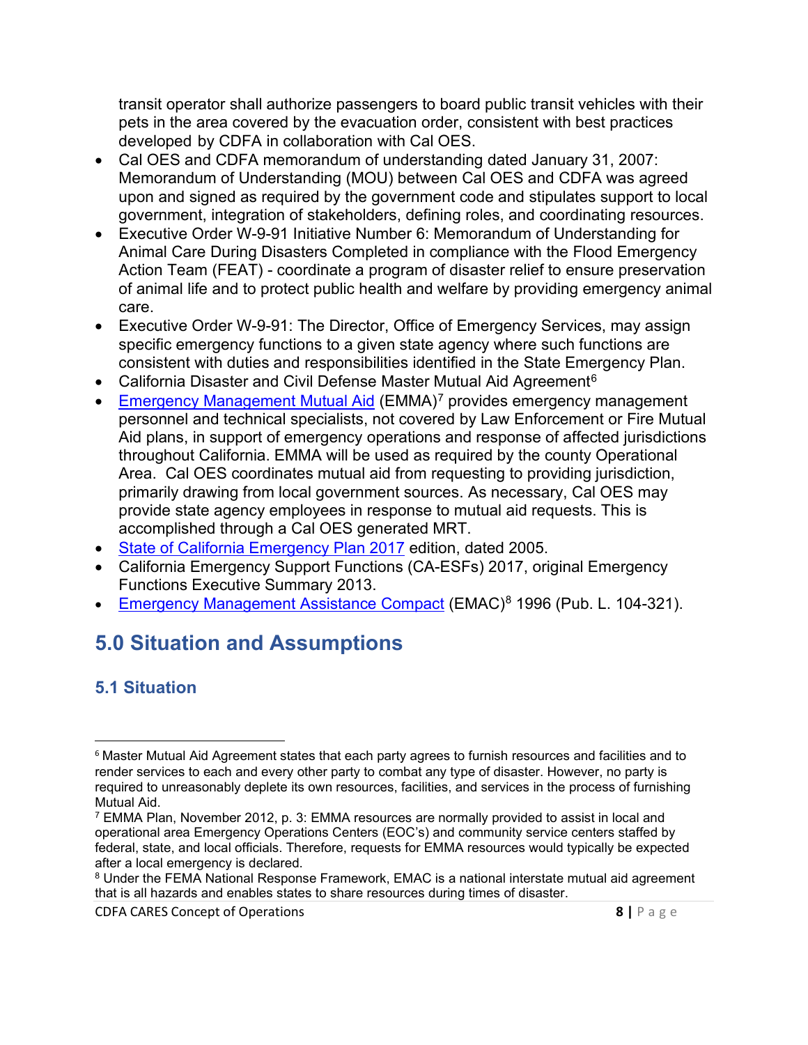transit operator shall authorize passengers to board public transit vehicles with their pets in the area covered by the evacuation order, consistent with best practices developed by CDFA in collaboration with Cal OES.

- Cal OES and CDFA memorandum of understanding dated January 31, 2007: Memorandum of Understanding (MOU) between Cal OES and CDFA was agreed upon and signed as required by the government code and stipulates support to local government, integration of stakeholders, defining roles, and coordinating resources.
- Executive Order W-9-91 Initiative Number 6: Memorandum of Understanding for Animal Care During Disasters Completed in compliance with the Flood Emergency Action Team (FEAT) - coordinate a program of disaster relief to ensure preservation of animal life and to protect public health and welfare by providing emergency animal care.
- Executive Order W-9-91: The Director, Office of Emergency Services, may assign specific emergency functions to a given state agency where such functions are consistent with duties and responsibilities identified in the State Emergency Plan.
- California Disaster and Civil Defense Master Mutual Aid Agreement[6]
- Emergency Management Mutual Aid (EMMA)[7] provides emergency management personnel and technical specialists, not covered by Law Enforcement or Fire Mutual Aid plans, in support of emergency operations and response of affected jurisdictions throughout California. EMMA will be used as required by the county Operational Area. Cal OES coordinates mutual aid from requesting to providing jurisdiction, primarily drawing from local government sources. As necessary, Cal OES may provide state agency employees in response to mutual aid requests. This is accomplished through a Cal OES generated MRT.
- State of California Emergency Plan 2017 edition, dated 2005.
- California Emergency Support Functions (CA-ESFs) 2017, original Emergency Functions Executive Summary 2013.
- Emergency Management Assistance Compact (EMAC)[8] 1996 (Pub. L. 104-321).

## 5.0 Situation and Assumptions

### 5.1 Situation

---

[6] Master Mutual Aid Agreement states that each party agrees to furnish resources and facilities and to render services to each and every other party to combat any type of disaster. However, no party is required to unreasonably deplete its own resources, facilities, and services in the process of furnishing Mutual Aid.

[7] EMMA Plan, November 2012, p. 3: EMMA resources are normally provided to assist in local and operational area Emergency Operations Centers (EOC's) and community service centers staffed by federal, state, and local officials. Therefore, requests for EMMA resources would typically be expected after a local emergency is declared.

[8] Under the FEMA National Response Framework, EMAC is a national interstate mutual aid agreement that is all hazards and enables states to share resources during times of disaster.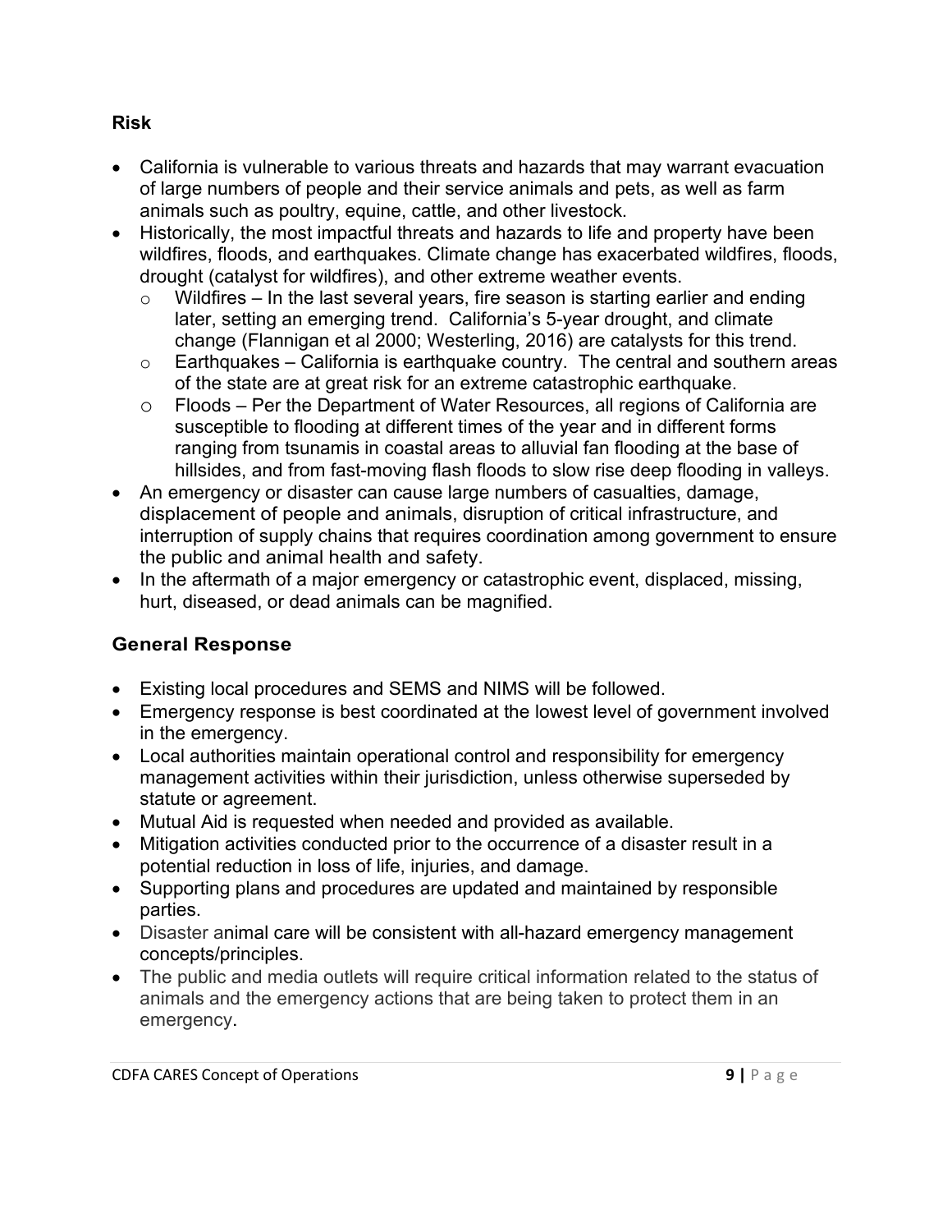### Risk

- California is vulnerable to various threats and hazards that may warrant evacuation of large numbers of people and their service animals and pets, as well as farm animals such as poultry, equine, cattle, and other livestock.
- Historically, the most impactful threats and hazards to life and property have been wildfires, floods, and earthquakes. Climate change has exacerbated wildfires, floods, drought (catalyst for wildfires), and other extreme weather events.
  - Wildfires – In the last several years, fire season is starting earlier and ending later, setting an emerging trend. California's 5-year drought, and climate change (Flannigan et al 2000; Westerling, 2016) are catalysts for this trend.
  - Earthquakes – California is earthquake country. The central and southern areas of the state are at great risk for an extreme catastrophic earthquake.
  - Floods – Per the Department of Water Resources, all regions of California are susceptible to flooding at different times of the year and in different forms ranging from tsunamis in coastal areas to alluvial fan flooding at the base of hillsides, and from fast-moving flash floods to slow rise deep flooding in valleys.
- An emergency or disaster can cause large numbers of casualties, damage, displacement of people and animals, disruption of critical infrastructure, and interruption of supply chains that requires coordination among government to ensure the public and animal health and safety.
- In the aftermath of a major emergency or catastrophic event, displaced, missing, hurt, diseased, or dead animals can be magnified.

## General Response

- Existing local procedures and SEMS and NIMS will be followed.
- Emergency response is best coordinated at the lowest level of government involved in the emergency.
- Local authorities maintain operational control and responsibility for emergency management activities within their jurisdiction, unless otherwise superseded by statute or agreement.
- Mutual Aid is requested when needed and provided as available.
- Mitigation activities conducted prior to the occurrence of a disaster result in a potential reduction in loss of life, injuries, and damage.
- Supporting plans and procedures are updated and maintained by responsible parties.
- Disaster animal care will be consistent with all-hazard emergency management concepts/principles.
- The public and media outlets will require critical information related to the status of animals and the emergency actions that are being taken to protect them in an emergency.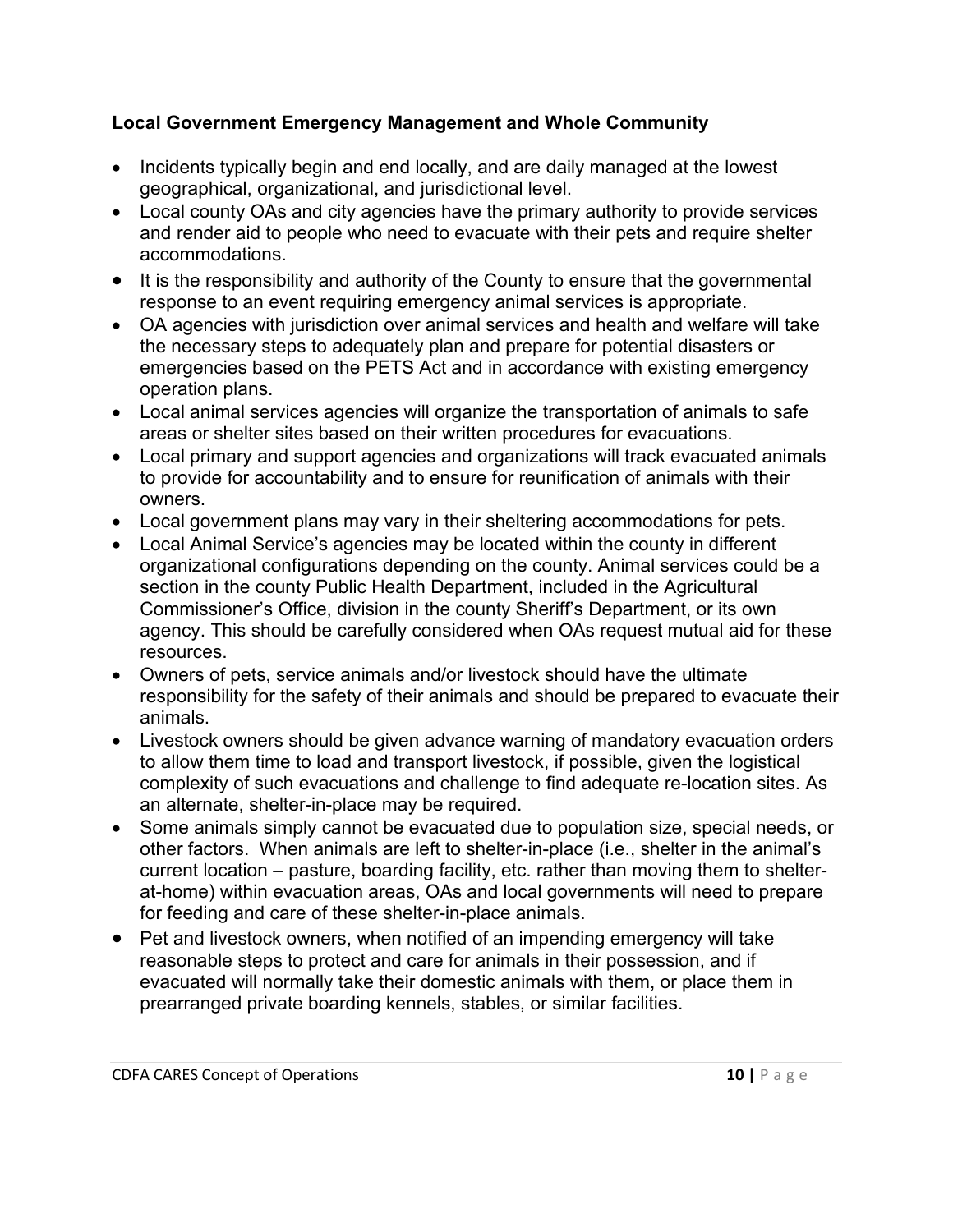### Local Government Emergency Management and Whole Community

- Incidents typically begin and end locally, and are daily managed at the lowest geographical, organizational, and jurisdictional level.
- Local county OAs and city agencies have the primary authority to provide services and render aid to people who need to evacuate with their pets and require shelter accommodations.
- It is the responsibility and authority of the County to ensure that the governmental response to an event requiring emergency animal services is appropriate.
- OA agencies with jurisdiction over animal services and health and welfare will take the necessary steps to adequately plan and prepare for potential disasters or emergencies based on the PETS Act and in accordance with existing emergency operation plans.
- Local animal services agencies will organize the transportation of animals to safe areas or shelter sites based on their written procedures for evacuations.
- Local primary and support agencies and organizations will track evacuated animals to provide for accountability and to ensure for reunification of animals with their owners.
- Local government plans may vary in their sheltering accommodations for pets.
- Local Animal Service's agencies may be located within the county in different organizational configurations depending on the county. Animal services could be a section in the county Public Health Department, included in the Agricultural Commissioner's Office, division in the county Sheriff's Department, or its own agency. This should be carefully considered when OAs request mutual aid for these resources.
- Owners of pets, service animals and/or livestock should have the ultimate responsibility for the safety of their animals and should be prepared to evacuate their animals.
- Livestock owners should be given advance warning of mandatory evacuation orders to allow them time to load and transport livestock, if possible, given the logistical complexity of such evacuations and challenge to find adequate re-location sites. As an alternate, shelter-in-place may be required.
- Some animals simply cannot be evacuated due to population size, special needs, or other factors. When animals are left to shelter-in-place (i.e., shelter in the animal's current location – pasture, boarding facility, etc. rather than moving them to shelter-at-home) within evacuation areas, OAs and local governments will need to prepare for feeding and care of these shelter-in-place animals.
- Pet and livestock owners, when notified of an impending emergency will take reasonable steps to protect and care for animals in their possession, and if evacuated will normally take their domestic animals with them, or place them in prearranged private boarding kennels, stables, or similar facilities.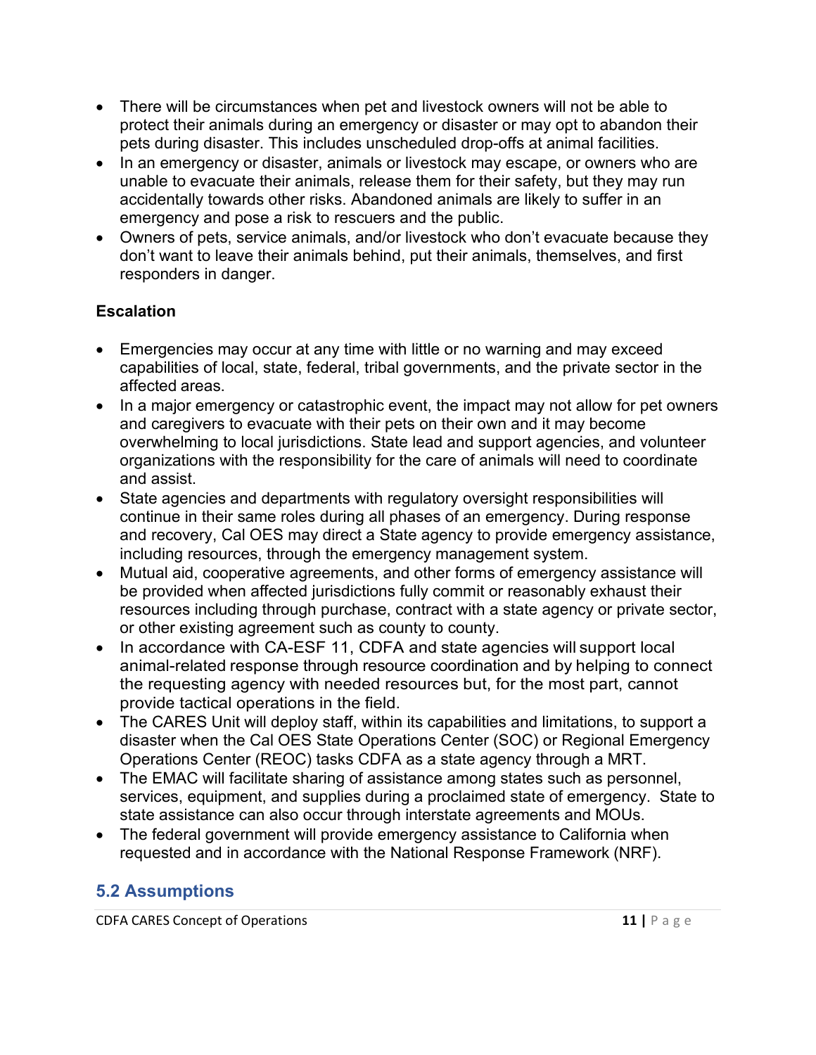- There will be circumstances when pet and livestock owners will not be able to protect their animals during an emergency or disaster or may opt to abandon their pets during disaster. This includes unscheduled drop-offs at animal facilities.
- In an emergency or disaster, animals or livestock may escape, or owners who are unable to evacuate their animals, release them for their safety, but they may run accidentally towards other risks. Abandoned animals are likely to suffer in an emergency and pose a risk to rescuers and the public.
- Owners of pets, service animals, and/or livestock who don't evacuate because they don't want to leave their animals behind, put their animals, themselves, and first responders in danger.

**Escalation**

- Emergencies may occur at any time with little or no warning and may exceed capabilities of local, state, federal, tribal governments, and the private sector in the affected areas.
- In a major emergency or catastrophic event, the impact may not allow for pet owners and caregivers to evacuate with their pets on their own and it may become overwhelming to local jurisdictions. State lead and support agencies, and volunteer organizations with the responsibility for the care of animals will need to coordinate and assist.
- State agencies and departments with regulatory oversight responsibilities will continue in their same roles during all phases of an emergency. During response and recovery, Cal OES may direct a State agency to provide emergency assistance, including resources, through the emergency management system.
- Mutual aid, cooperative agreements, and other forms of emergency assistance will be provided when affected jurisdictions fully commit or reasonably exhaust their resources including through purchase, contract with a state agency or private sector, or other existing agreement such as county to county.
- In accordance with CA-ESF 11, CDFA and state agencies will support local animal-related response through resource coordination and by helping to connect the requesting agency with needed resources but, for the most part, cannot provide tactical operations in the field.
- The CARES Unit will deploy staff, within its capabilities and limitations, to support a disaster when the Cal OES State Operations Center (SOC) or Regional Emergency Operations Center (REOC) tasks CDFA as a state agency through a MRT.
- The EMAC will facilitate sharing of assistance among states such as personnel, services, equipment, and supplies during a proclaimed state of emergency. State to state assistance can also occur through interstate agreements and MOUs.
- The federal government will provide emergency assistance to California when requested and in accordance with the National Response Framework (NRF).

## 5.2 Assumptions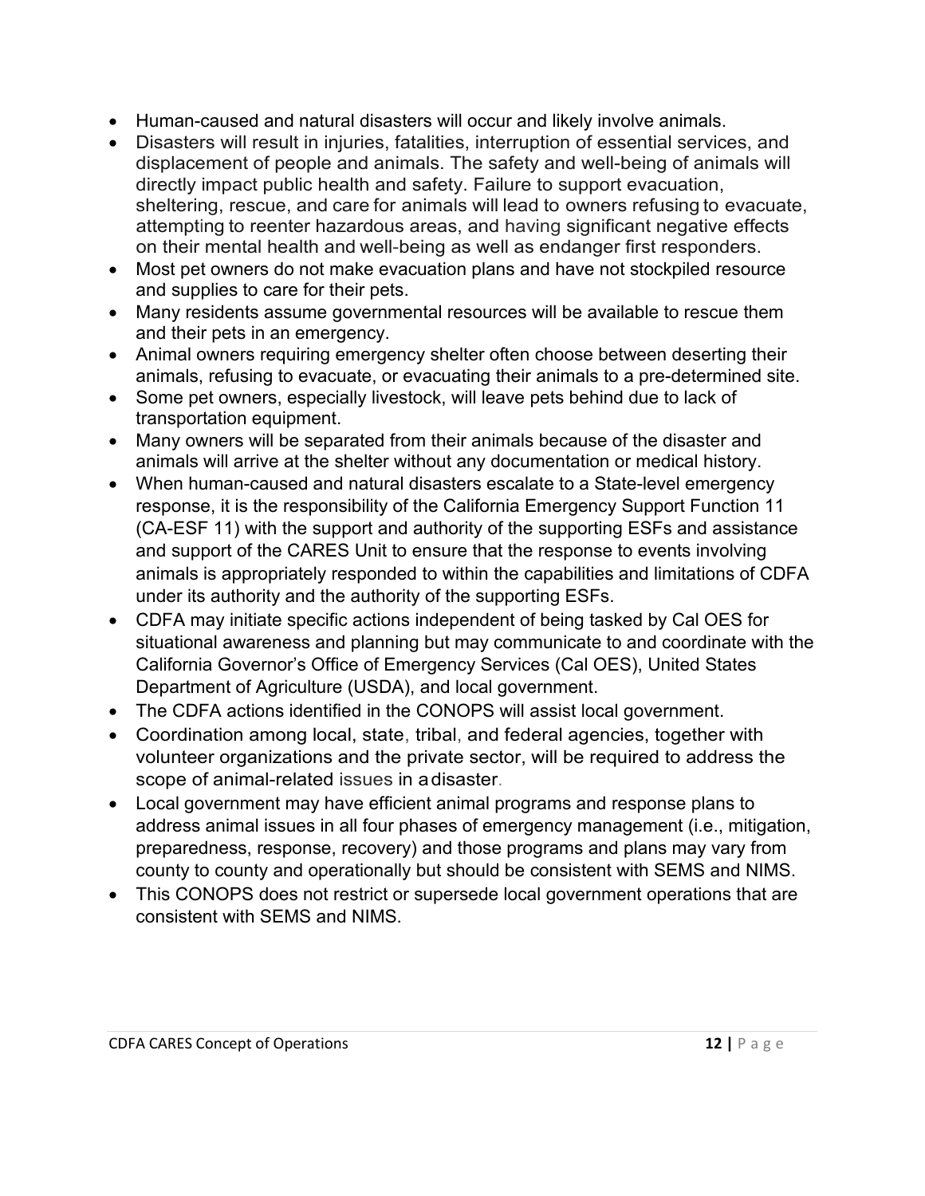- Human-caused and natural disasters will occur and likely involve animals.
- Disasters will result in injuries, fatalities, interruption of essential services, and displacement of people and animals. The safety and well-being of animals will directly impact public health and safety. Failure to support evacuation, sheltering, rescue, and care for animals will lead to owners refusing to evacuate, attempting to reenter hazardous areas, and having significant negative effects on their mental health and well-being as well as endanger first responders.
- Most pet owners do not make evacuation plans and have not stockpiled resource and supplies to care for their pets.
- Many residents assume governmental resources will be available to rescue them and their pets in an emergency.
- Animal owners requiring emergency shelter often choose between deserting their animals, refusing to evacuate, or evacuating their animals to a pre-determined site.
- Some pet owners, especially livestock, will leave pets behind due to lack of transportation equipment.
- Many owners will be separated from their animals because of the disaster and animals will arrive at the shelter without any documentation or medical history.
- When human-caused and natural disasters escalate to a State-level emergency response, it is the responsibility of the California Emergency Support Function 11 (CA-ESF 11) with the support and authority of the supporting ESFs and assistance and support of the CARES Unit to ensure that the response to events involving animals is appropriately responded to within the capabilities and limitations of CDFA under its authority and the authority of the supporting ESFs.
- CDFA may initiate specific actions independent of being tasked by Cal OES for situational awareness and planning but may communicate to and coordinate with the California Governor's Office of Emergency Services (Cal OES), United States Department of Agriculture (USDA), and local government.
- The CDFA actions identified in the CONOPS will assist local government.
- Coordination among local, state, tribal, and federal agencies, together with volunteer organizations and the private sector, will be required to address the scope of animal-related issues in a disaster.
- Local government may have efficient animal programs and response plans to address animal issues in all four phases of emergency management (i.e., mitigation, preparedness, response, recovery) and those programs and plans may vary from county to county and operationally but should be consistent with SEMS and NIMS.
- This CONOPS does not restrict or supersede local government operations that are consistent with SEMS and NIMS.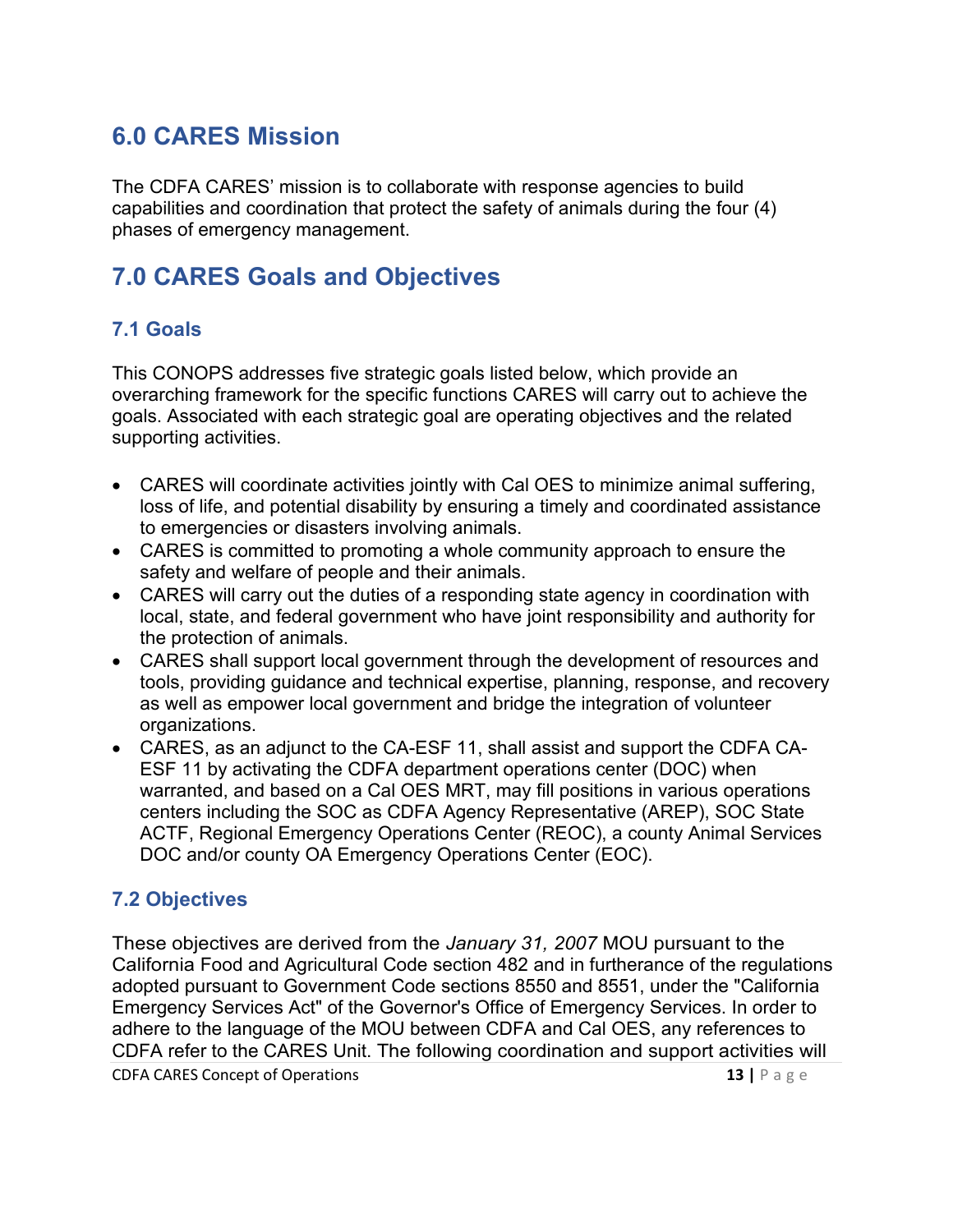## 6.0 CARES Mission

The CDFA CARES' mission is to collaborate with response agencies to build capabilities and coordination that protect the safety of animals during the four (4) phases of emergency management.

## 7.0 CARES Goals and Objectives

### 7.1 Goals

This CONOPS addresses five strategic goals listed below, which provide an overarching framework for the specific functions CARES will carry out to achieve the goals. Associated with each strategic goal are operating objectives and the related supporting activities.

- CARES will coordinate activities jointly with Cal OES to minimize animal suffering, loss of life, and potential disability by ensuring a timely and coordinated assistance to emergencies or disasters involving animals.
- CARES is committed to promoting a whole community approach to ensure the safety and welfare of people and their animals.
- CARES will carry out the duties of a responding state agency in coordination with local, state, and federal government who have joint responsibility and authority for the protection of animals.
- CARES shall support local government through the development of resources and tools, providing guidance and technical expertise, planning, response, and recovery as well as empower local government and bridge the integration of volunteer organizations.
- CARES, as an adjunct to the CA-ESF 11, shall assist and support the CDFA CA-ESF 11 by activating the CDFA department operations center (DOC) when warranted, and based on a Cal OES MRT, may fill positions in various operations centers including the SOC as CDFA Agency Representative (AREP), SOC State ACTF, Regional Emergency Operations Center (REOC), a county Animal Services DOC and/or county OA Emergency Operations Center (EOC).

### 7.2 Objectives

These objectives are derived from the *January 31, 2007* MOU pursuant to the California Food and Agricultural Code section 482 and in furtherance of the regulations adopted pursuant to Government Code sections 8550 and 8551, under the "California Emergency Services Act" of the Governor's Office of Emergency Services. In order to adhere to the language of the MOU between CDFA and Cal OES, any references to CDFA refer to the CARES Unit. The following coordination and support activities will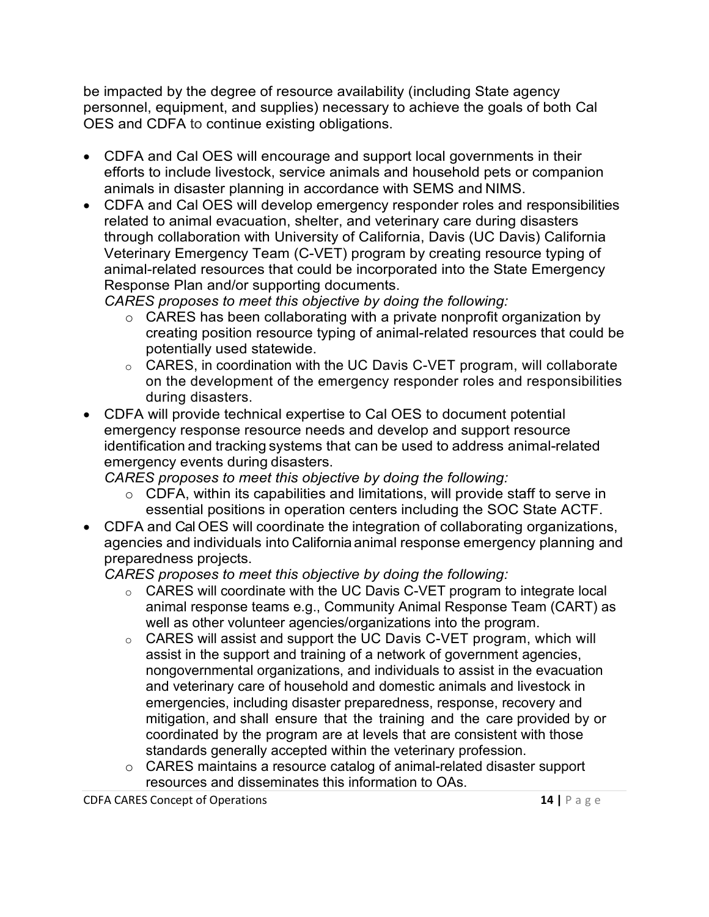be impacted by the degree of resource availability (including State agency personnel, equipment, and supplies) necessary to achieve the goals of both Cal OES and CDFA to continue existing obligations.

- CDFA and Cal OES will encourage and support local governments in their efforts to include livestock, service animals and household pets or companion animals in disaster planning in accordance with SEMS and NIMS.
- CDFA and Cal OES will develop emergency responder roles and responsibilities related to animal evacuation, shelter, and veterinary care during disasters through collaboration with University of California, Davis (UC Davis) California Veterinary Emergency Team (C-VET) program by creating resource typing of animal-related resources that could be incorporated into the State Emergency Response Plan and/or supporting documents.
  *CARES proposes to meet this objective by doing the following:*
  - CARES has been collaborating with a private nonprofit organization by creating position resource typing of animal-related resources that could be potentially used statewide.
  - CARES, in coordination with the UC Davis C-VET program, will collaborate on the development of the emergency responder roles and responsibilities during disasters.
- CDFA will provide technical expertise to Cal OES to document potential emergency response resource needs and develop and support resource identification and tracking systems that can be used to address animal-related emergency events during disasters.
  *CARES proposes to meet this objective by doing the following:*
  - CDFA, within its capabilities and limitations, will provide staff to serve in essential positions in operation centers including the SOC State ACTF.
- CDFA and Cal OES will coordinate the integration of collaborating organizations, agencies and individuals into California animal response emergency planning and preparedness projects.
  *CARES proposes to meet this objective by doing the following:*
  - CARES will coordinate with the UC Davis C-VET program to integrate local animal response teams e.g., Community Animal Response Team (CART) as well as other volunteer agencies/organizations into the program.
  - CARES will assist and support the UC Davis C-VET program, which will assist in the support and training of a network of government agencies, nongovernmental organizations, and individuals to assist in the evacuation and veterinary care of household and domestic animals and livestock in emergencies, including disaster preparedness, response, recovery and mitigation, and shall ensure that the training and the care provided by or coordinated by the program are at levels that are consistent with those standards generally accepted within the veterinary profession.
  - CARES maintains a resource catalog of animal-related disaster support resources and disseminates this information to OAs.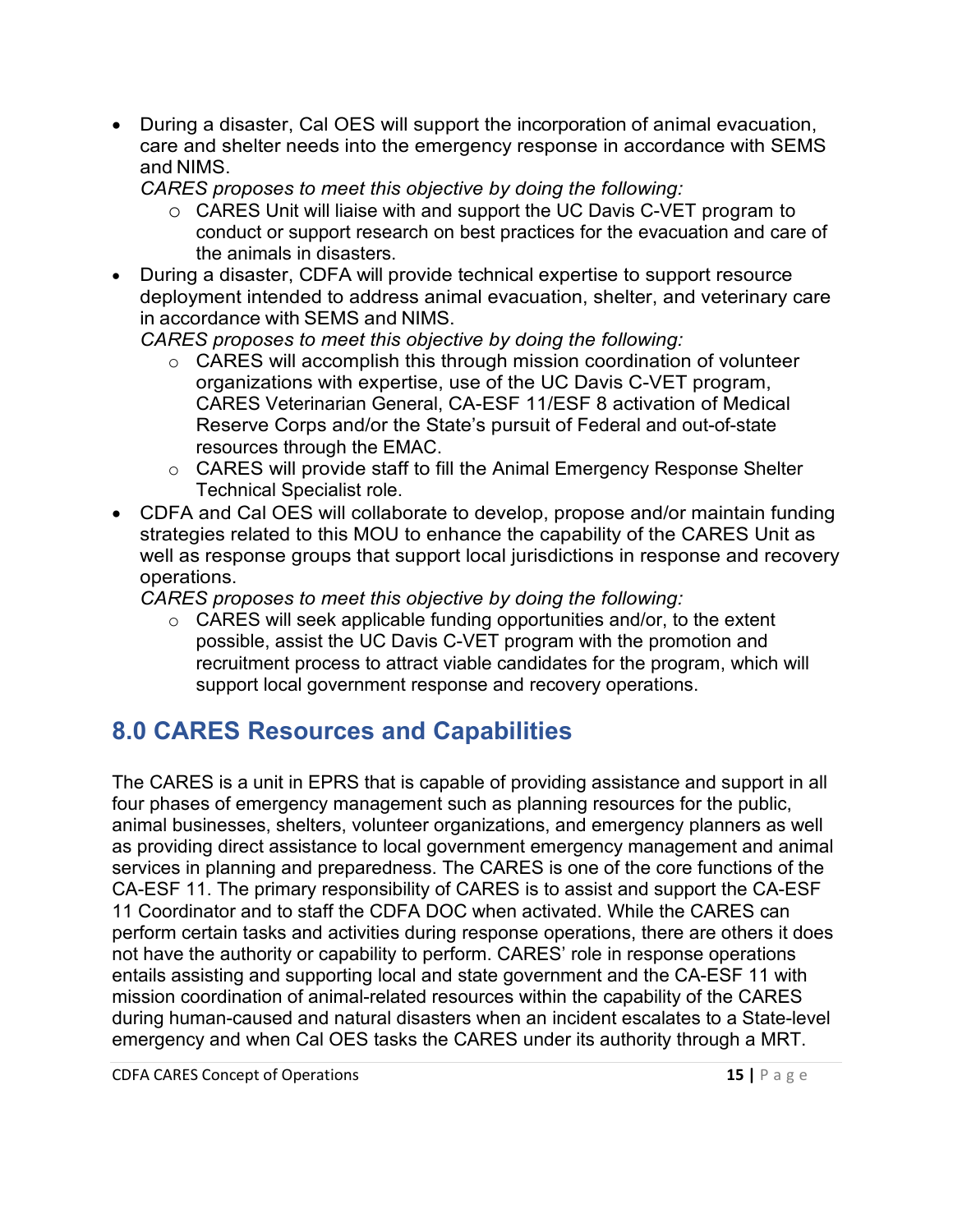- During a disaster, Cal OES will support the incorporation of animal evacuation, care and shelter needs into the emergency response in accordance with SEMS and NIMS.
  *CARES proposes to meet this objective by doing the following:*
  - CARES Unit will liaise with and support the UC Davis C-VET program to conduct or support research on best practices for the evacuation and care of the animals in disasters.
- During a disaster, CDFA will provide technical expertise to support resource deployment intended to address animal evacuation, shelter, and veterinary care in accordance with SEMS and NIMS.
  *CARES proposes to meet this objective by doing the following:*
  - CARES will accomplish this through mission coordination of volunteer organizations with expertise, use of the UC Davis C-VET program, CARES Veterinarian General, CA-ESF 11/ESF 8 activation of Medical Reserve Corps and/or the State's pursuit of Federal and out-of-state resources through the EMAC.
  - CARES will provide staff to fill the Animal Emergency Response Shelter Technical Specialist role.
- CDFA and Cal OES will collaborate to develop, propose and/or maintain funding strategies related to this MOU to enhance the capability of the CARES Unit as well as response groups that support local jurisdictions in response and recovery operations.
  *CARES proposes to meet this objective by doing the following:*
  - CARES will seek applicable funding opportunities and/or, to the extent possible, assist the UC Davis C-VET program with the promotion and recruitment process to attract viable candidates for the program, which will support local government response and recovery operations.

## 8.0 CARES Resources and Capabilities

The CARES is a unit in EPRS that is capable of providing assistance and support in all four phases of emergency management such as planning resources for the public, animal businesses, shelters, volunteer organizations, and emergency planners as well as providing direct assistance to local government emergency management and animal services in planning and preparedness. The CARES is one of the core functions of the CA-ESF 11. The primary responsibility of CARES is to assist and support the CA-ESF 11 Coordinator and to staff the CDFA DOC when activated. While the CARES can perform certain tasks and activities during response operations, there are others it does not have the authority or capability to perform. CARES' role in response operations entails assisting and supporting local and state government and the CA-ESF 11 with mission coordination of animal-related resources within the capability of the CARES during human-caused and natural disasters when an incident escalates to a State-level emergency and when Cal OES tasks the CARES under its authority through a MRT.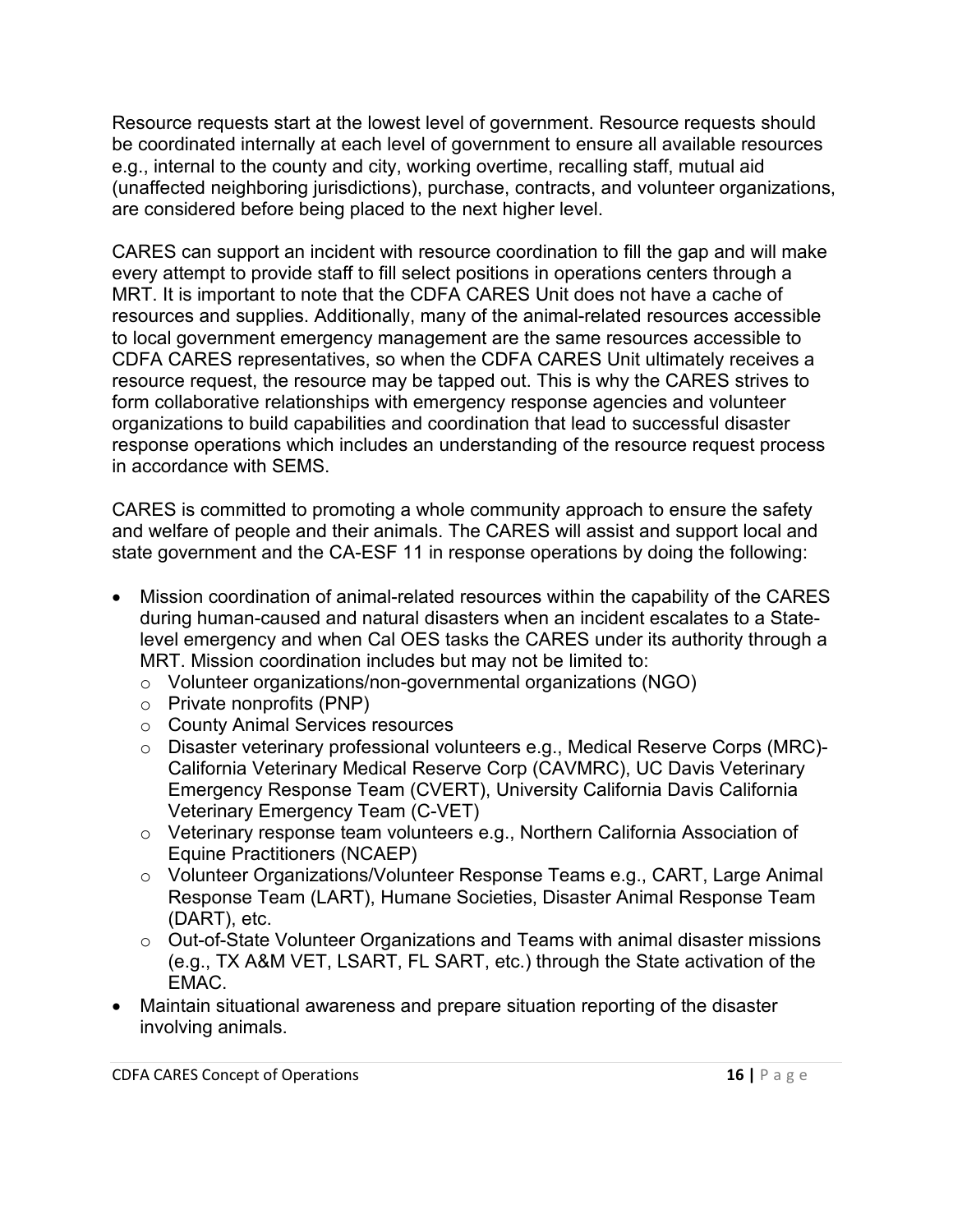Resource requests start at the lowest level of government. Resource requests should be coordinated internally at each level of government to ensure all available resources e.g., internal to the county and city, working overtime, recalling staff, mutual aid (unaffected neighboring jurisdictions), purchase, contracts, and volunteer organizations, are considered before being placed to the next higher level.

CARES can support an incident with resource coordination to fill the gap and will make every attempt to provide staff to fill select positions in operations centers through a MRT. It is important to note that the CDFA CARES Unit does not have a cache of resources and supplies. Additionally, many of the animal-related resources accessible to local government emergency management are the same resources accessible to CDFA CARES representatives, so when the CDFA CARES Unit ultimately receives a resource request, the resource may be tapped out. This is why the CARES strives to form collaborative relationships with emergency response agencies and volunteer organizations to build capabilities and coordination that lead to successful disaster response operations which includes an understanding of the resource request process in accordance with SEMS.

CARES is committed to promoting a whole community approach to ensure the safety and welfare of people and their animals. The CARES will assist and support local and state government and the CA-ESF 11 in response operations by doing the following:

- Mission coordination of animal-related resources within the capability of the CARES during human-caused and natural disasters when an incident escalates to a State-level emergency and when Cal OES tasks the CARES under its authority through a MRT. Mission coordination includes but may not be limited to:
  - Volunteer organizations/non-governmental organizations (NGO)
  - Private nonprofits (PNP)
  - County Animal Services resources
  - Disaster veterinary professional volunteers e.g., Medical Reserve Corps (MRC)-California Veterinary Medical Reserve Corp (CAVMRC), UC Davis Veterinary Emergency Response Team (CVERT), University California Davis California Veterinary Emergency Team (C-VET)
  - Veterinary response team volunteers e.g., Northern California Association of Equine Practitioners (NCAEP)
  - Volunteer Organizations/Volunteer Response Teams e.g., CART, Large Animal Response Team (LART), Humane Societies, Disaster Animal Response Team (DART), etc.
  - Out-of-State Volunteer Organizations and Teams with animal disaster missions (e.g., TX A&M VET, LSART, FL SART, etc.) through the State activation of the EMAC.
- Maintain situational awareness and prepare situation reporting of the disaster involving animals.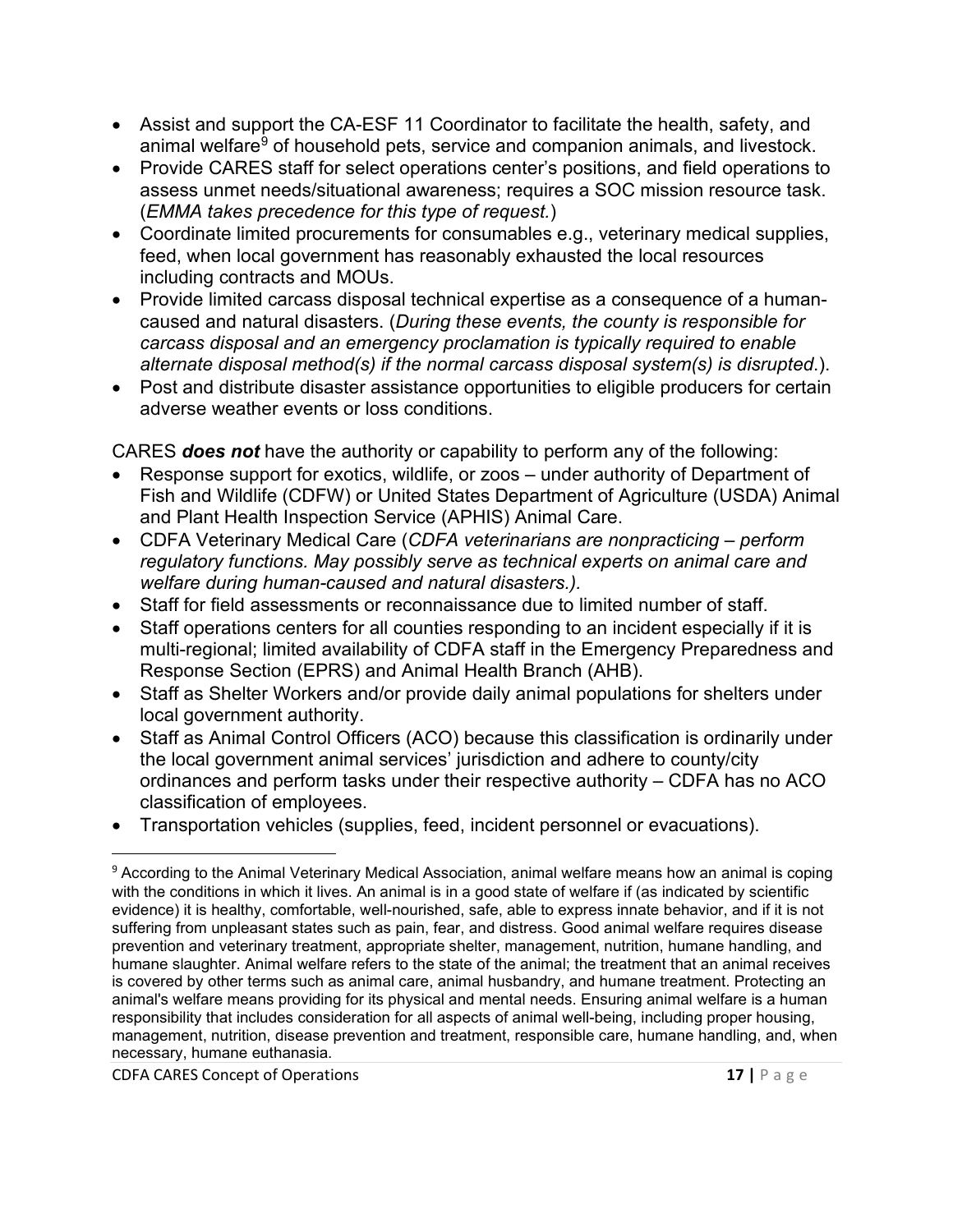- Assist and support the CA-ESF 11 Coordinator to facilitate the health, safety, and animal welfare[9] of household pets, service and companion animals, and livestock.
- Provide CARES staff for select operations center's positions, and field operations to assess unmet needs/situational awareness; requires a SOC mission resource task. (*EMMA takes precedence for this type of request.*)
- Coordinate limited procurements for consumables e.g., veterinary medical supplies, feed, when local government has reasonably exhausted the local resources including contracts and MOUs.
- Provide limited carcass disposal technical expertise as a consequence of a human-caused and natural disasters. (*During these events, the county is responsible for carcass disposal and an emergency proclamation is typically required to enable alternate disposal method(s) if the normal carcass disposal system(s) is disrupted*.).
- Post and distribute disaster assistance opportunities to eligible producers for certain adverse weather events or loss conditions.

CARES ***does not*** have the authority or capability to perform any of the following:

- Response support for exotics, wildlife, or zoos – under authority of Department of Fish and Wildlife (CDFW) or United States Department of Agriculture (USDA) Animal and Plant Health Inspection Service (APHIS) Animal Care.
- CDFA Veterinary Medical Care (*CDFA veterinarians are nonpracticing – perform regulatory functions. May possibly serve as technical experts on animal care and welfare during human-caused and natural disasters.).*
- Staff for field assessments or reconnaissance due to limited number of staff.
- Staff operations centers for all counties responding to an incident especially if it is multi-regional; limited availability of CDFA staff in the Emergency Preparedness and Response Section (EPRS) and Animal Health Branch (AHB).
- Staff as Shelter Workers and/or provide daily animal populations for shelters under local government authority.
- Staff as Animal Control Officers (ACO) because this classification is ordinarily under the local government animal services' jurisdiction and adhere to county/city ordinances and perform tasks under their respective authority – CDFA has no ACO classification of employees.
- Transportation vehicles (supplies, feed, incident personnel or evacuations).

---

[9] According to the Animal Veterinary Medical Association, animal welfare means how an animal is coping with the conditions in which it lives. An animal is in a good state of welfare if (as indicated by scientific evidence) it is healthy, comfortable, well-nourished, safe, able to express innate behavior, and if it is not suffering from unpleasant states such as pain, fear, and distress. Good animal welfare requires disease prevention and veterinary treatment, appropriate shelter, management, nutrition, humane handling, and humane slaughter. Animal welfare refers to the state of the animal; the treatment that an animal receives is covered by other terms such as animal care, animal husbandry, and humane treatment. Protecting an animal's welfare means providing for its physical and mental needs. Ensuring animal welfare is a human responsibility that includes consideration for all aspects of animal well-being, including proper housing, management, nutrition, disease prevention and treatment, responsible care, humane handling, and, when necessary, humane euthanasia.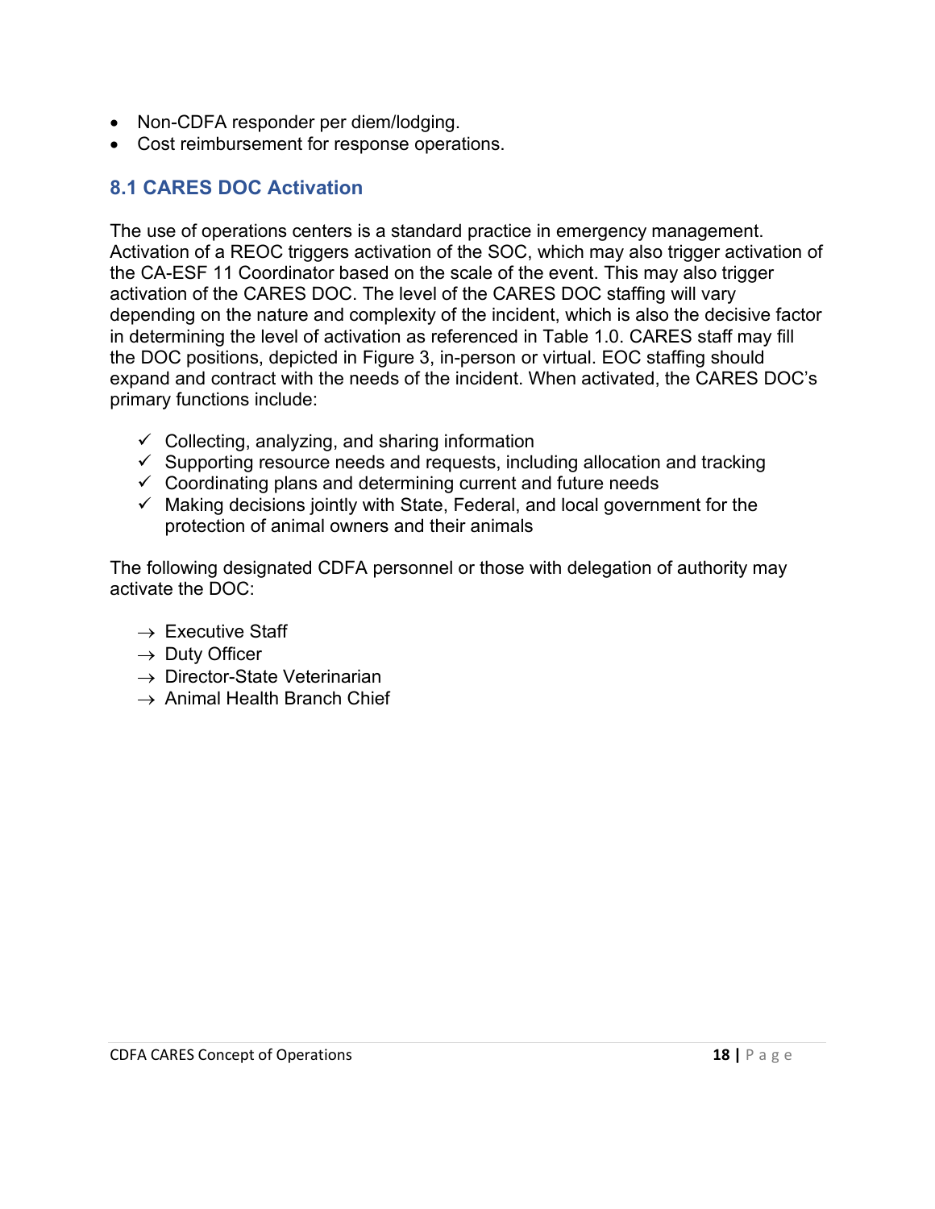- Non-CDFA responder per diem/lodging.
- Cost reimbursement for response operations.

## 8.1 CARES DOC Activation

The use of operations centers is a standard practice in emergency management. Activation of a REOC triggers activation of the SOC, which may also trigger activation of the CA-ESF 11 Coordinator based on the scale of the event. This may also trigger activation of the CARES DOC. The level of the CARES DOC staffing will vary depending on the nature and complexity of the incident, which is also the decisive factor in determining the level of activation as referenced in Table 1.0. CARES staff may fill the DOC positions, depicted in Figure 3, in-person or virtual. EOC staffing should expand and contract with the needs of the incident. When activated, the CARES DOC's primary functions include:

- ✓ Collecting, analyzing, and sharing information
- ✓ Supporting resource needs and requests, including allocation and tracking
- ✓ Coordinating plans and determining current and future needs
- ✓ Making decisions jointly with State, Federal, and local government for the protection of animal owners and their animals

The following designated CDFA personnel or those with delegation of authority may activate the DOC:

- → Executive Staff
- → Duty Officer
- → Director-State Veterinarian
- → Animal Health Branch Chief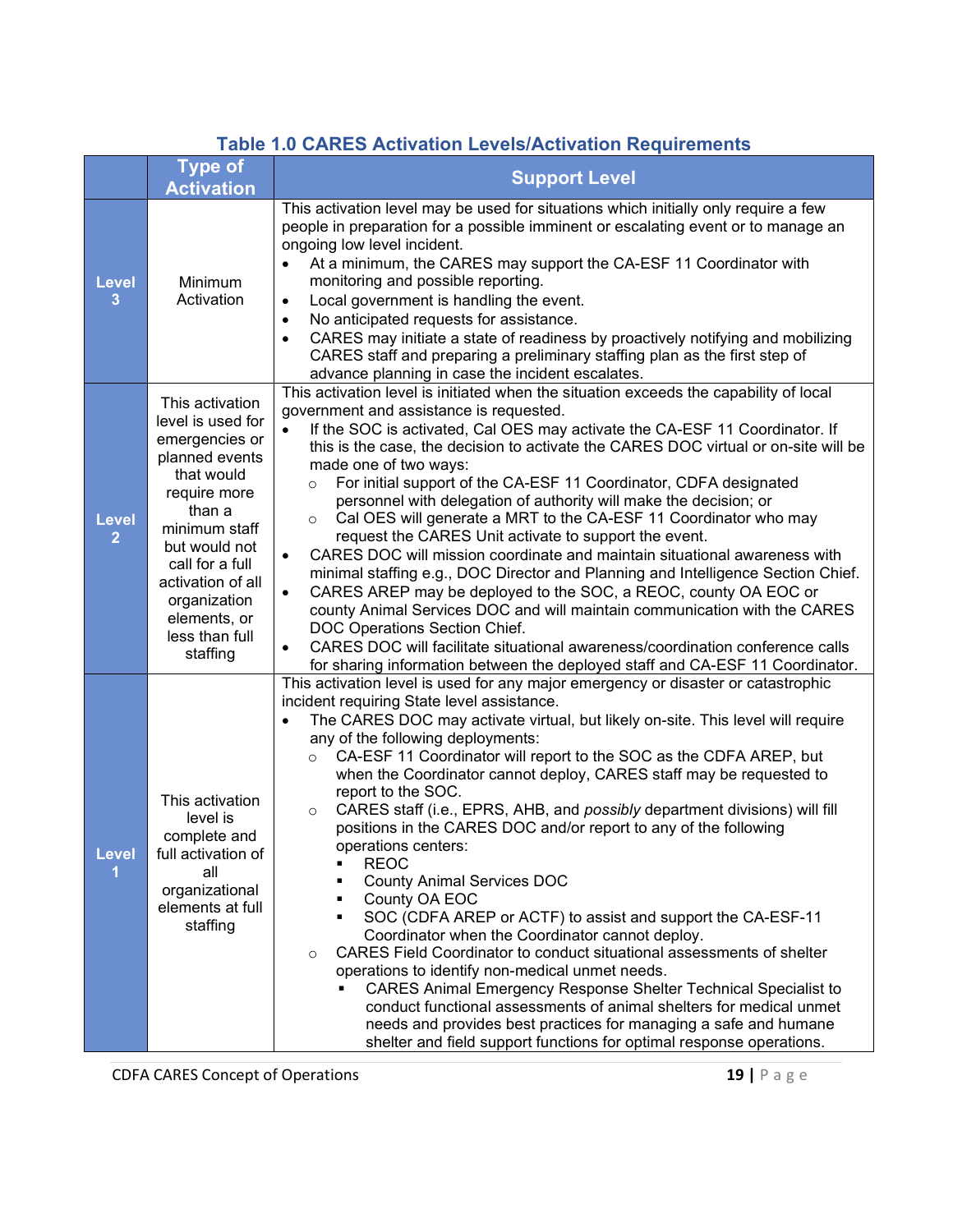### Table 1.0 CARES Activation Levels/Activation Requirements

| | Type of Activation | Support Level |
|---|---|---|
| **Level 3** | Minimum Activation | This activation level may be used for situations which initially only require a few people in preparation for a possible imminent or escalating event or to manage an ongoing low level incident.<br>• At a minimum, the CARES may support the CA-ESF 11 Coordinator with monitoring and possible reporting.<br>• Local government is handling the event.<br>• No anticipated requests for assistance.<br>• CARES may initiate a state of readiness by proactively notifying and mobilizing CARES staff and preparing a preliminary staffing plan as the first step of advance planning in case the incident escalates. |
| **Level 2** | This activation level is used for emergencies or planned events that would require more than a minimum staff but would not call for a full activation of all organization elements, or less than full staffing | This activation level is initiated when the situation exceeds the capability of local government and assistance is requested.<br>• If the SOC is activated, Cal OES may activate the CA-ESF 11 Coordinator. If this is the case, the decision to activate the CARES DOC virtual or on-site will be made one of two ways:<br>&nbsp;&nbsp;○ For initial support of the CA-ESF 11 Coordinator, CDFA designated personnel with delegation of authority will make the decision; or<br>&nbsp;&nbsp;○ Cal OES will generate a MRT to the CA-ESF 11 Coordinator who may request the CARES Unit activate to support the event.<br>• CARES DOC will mission coordinate and maintain situational awareness with minimal staffing e.g., DOC Director and Planning and Intelligence Section Chief.<br>• CARES AREP may be deployed to the SOC, a REOC, county OA EOC or county Animal Services DOC and will maintain communication with the CARES DOC Operations Section Chief.<br>• CARES DOC will facilitate situational awareness/coordination conference calls for sharing information between the deployed staff and CA-ESF 11 Coordinator. |
| **Level 1** | This activation level is complete and full activation of all organizational elements at full staffing | This activation level is used for any major emergency or disaster or catastrophic incident requiring State level assistance.<br>• The CARES DOC may activate virtual, but likely on-site. This level will require any of the following deployments:<br>&nbsp;&nbsp;○ CA-ESF 11 Coordinator will report to the SOC as the CDFA AREP, but when the Coordinator cannot deploy, CARES staff may be requested to report to the SOC.<br>&nbsp;&nbsp;○ CARES staff (i.e., EPRS, AHB, and *possibly* department divisions) will fill positions in the CARES DOC and/or report to any of the following operations centers:<br>&nbsp;&nbsp;&nbsp;&nbsp;▪ REOC<br>&nbsp;&nbsp;&nbsp;&nbsp;▪ County Animal Services DOC<br>&nbsp;&nbsp;&nbsp;&nbsp;▪ County OA EOC<br>&nbsp;&nbsp;&nbsp;&nbsp;▪ SOC (CDFA AREP or ACTF) to assist and support the CA-ESF-11 Coordinator when the Coordinator cannot deploy.<br>&nbsp;&nbsp;○ CARES Field Coordinator to conduct situational assessments of shelter operations to identify non-medical unmet needs.<br>&nbsp;&nbsp;&nbsp;&nbsp;▪ CARES Animal Emergency Response Shelter Technical Specialist to conduct functional assessments of animal shelters for medical unmet needs and provides best practices for managing a safe and humane shelter and field support functions for optimal response operations. |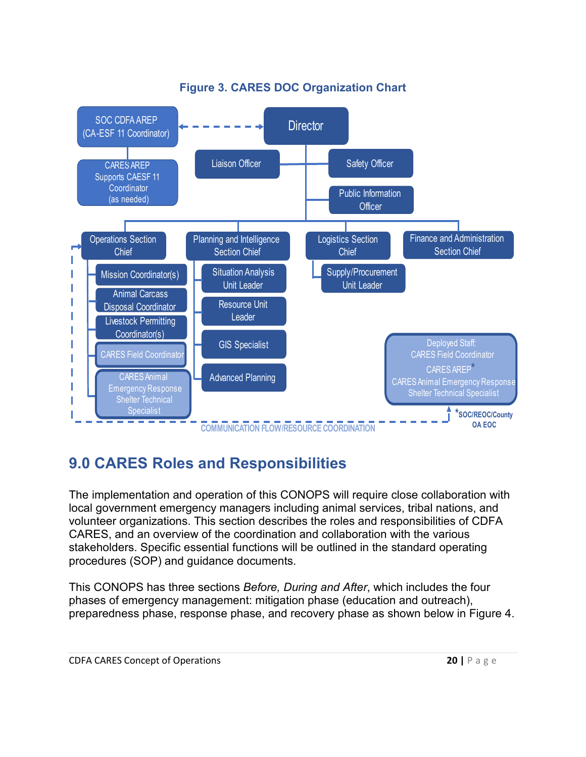**Figure 3. CARES DOC Organization Chart**

- SOC CDFA AREP (CA-ESF 11 Coordinator) ↔ Director
  - CARES AREP Supports CAESF 11 Coordinator (as needed)
- Director
  - Liaison Officer
  - Safety Officer
  - Public Information Officer
  - Operations Section Chief
    - Mission Coordinator(s)
    - Animal Carcass Disposal Coordinator
    - Livestock Permitting Coordinator(s)
    - CARES Field Coordinator
    - CARES Animal Emergency Response Shelter Technical Specialist
  - Planning and Intelligence Section Chief
    - Situation Analysis Unit Leader
    - Resource Unit Leader
    - GIS Specialist
    - Advanced Planning
  - Logistics Section Chief
    - Supply/Procurement Unit Leader
  - Finance and Administration Section Chief

Deployed Staff: CARES Field Coordinator, CARES AREP*, CARES Animal Emergency Response Shelter Technical Specialist

*SOC/REOC/County OA EOC

COMMUNICATION FLOW/RESOURCE COORDINATION

## 9.0 CARES Roles and Responsibilities

The implementation and operation of this CONOPS will require close collaboration with local government emergency managers including animal services, tribal nations, and volunteer organizations. This section describes the roles and responsibilities of CDFA CARES, and an overview of the coordination and collaboration with the various stakeholders. Specific essential functions will be outlined in the standard operating procedures (SOP) and guidance documents.

This CONOPS has three sections *Before, During and After*, which includes the four phases of emergency management: mitigation phase (education and outreach), preparedness phase, response phase, and recovery phase as shown below in Figure 4.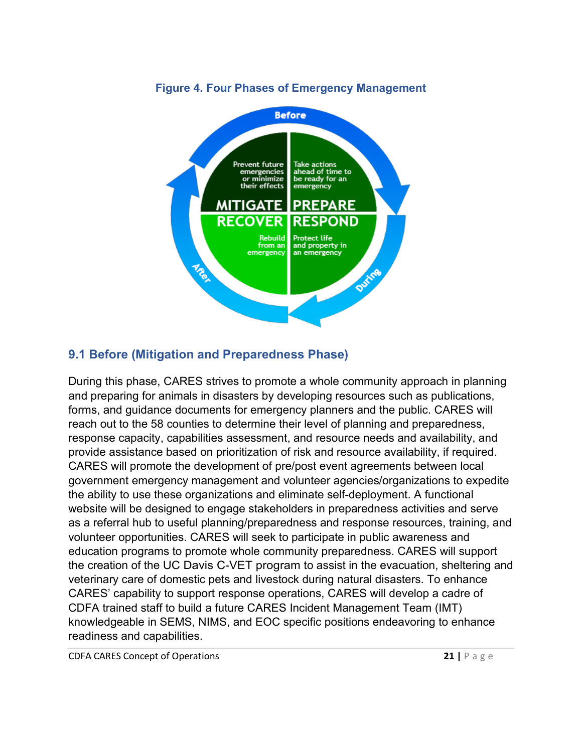**Figure 4. Four Phases of Emergency Management**

Before

Prevent future emergencies or minimize their effects

MITIGATE

Take actions ahead of time to be ready for an emergency

PREPARE

RECOVER

Rebuild from an emergency

RESPOND

Protect life and property in an emergency

During

After

## 9.1 Before (Mitigation and Preparedness Phase)

During this phase, CARES strives to promote a whole community approach in planning and preparing for animals in disasters by developing resources such as publications, forms, and guidance documents for emergency planners and the public. CARES will reach out to the 58 counties to determine their level of planning and preparedness, response capacity, capabilities assessment, and resource needs and availability, and provide assistance based on prioritization of risk and resource availability, if required. CARES will promote the development of pre/post event agreements between local government emergency management and volunteer agencies/organizations to expedite the ability to use these organizations and eliminate self-deployment. A functional website will be designed to engage stakeholders in preparedness activities and serve as a referral hub to useful planning/preparedness and response resources, training, and volunteer opportunities. CARES will seek to participate in public awareness and education programs to promote whole community preparedness. CARES will support the creation of the UC Davis C-VET program to assist in the evacuation, sheltering and veterinary care of domestic pets and livestock during natural disasters. To enhance CARES' capability to support response operations, CARES will develop a cadre of CDFA trained staff to build a future CARES Incident Management Team (IMT) knowledgeable in SEMS, NIMS, and EOC specific positions endeavoring to enhance readiness and capabilities.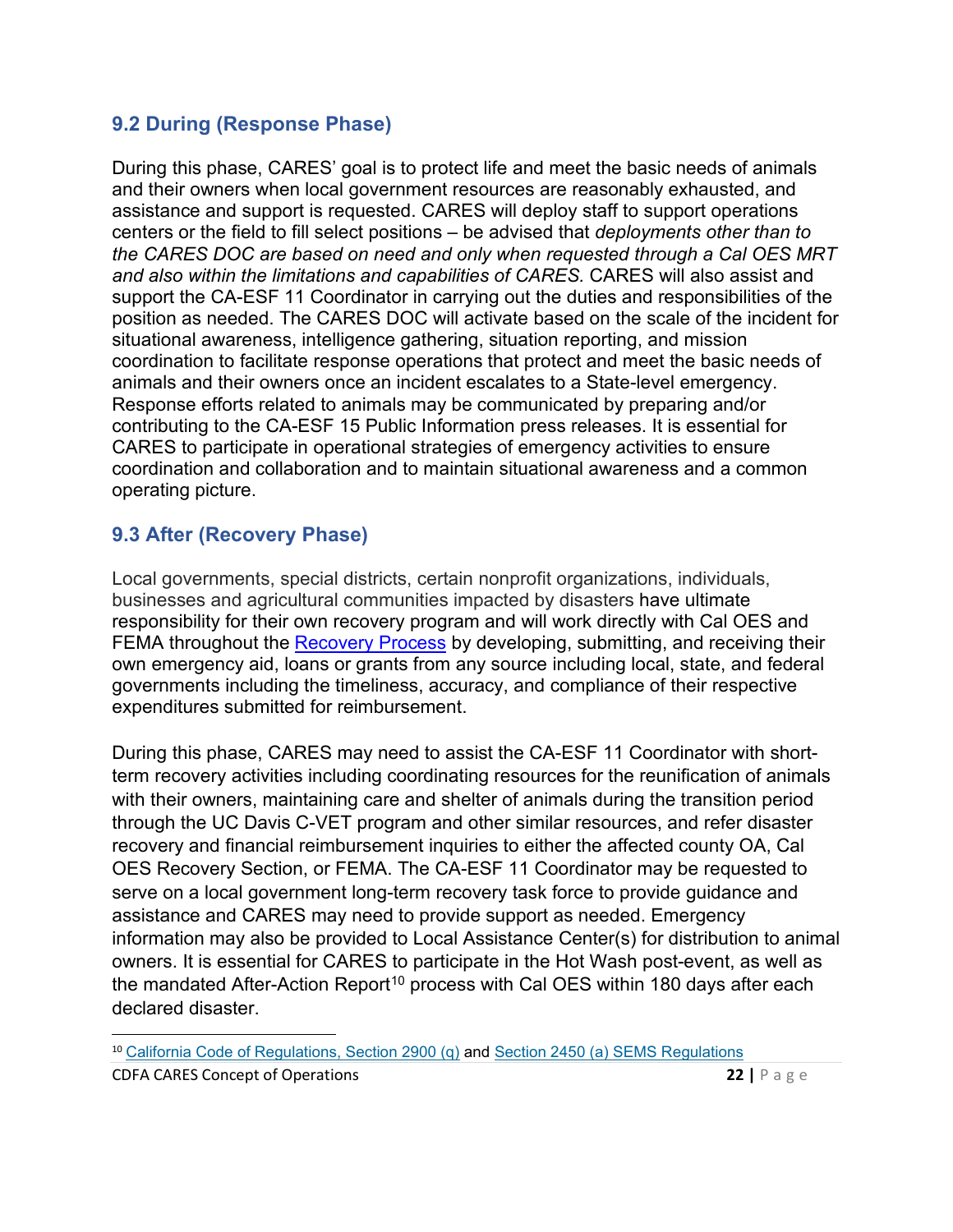## 9.2 During (Response Phase)

During this phase, CARES' goal is to protect life and meet the basic needs of animals and their owners when local government resources are reasonably exhausted, and assistance and support is requested. CARES will deploy staff to support operations centers or the field to fill select positions – be advised that *deployments other than to the CARES DOC are based on need and only when requested through a Cal OES MRT and also within the limitations and capabilities of CARES.* CARES will also assist and support the CA-ESF 11 Coordinator in carrying out the duties and responsibilities of the position as needed. The CARES DOC will activate based on the scale of the incident for situational awareness, intelligence gathering, situation reporting, and mission coordination to facilitate response operations that protect and meet the basic needs of animals and their owners once an incident escalates to a State-level emergency. Response efforts related to animals may be communicated by preparing and/or contributing to the CA-ESF 15 Public Information press releases. It is essential for CARES to participate in operational strategies of emergency activities to ensure coordination and collaboration and to maintain situational awareness and a common operating picture.

## 9.3 After (Recovery Phase)

Local governments, special districts, certain nonprofit organizations, individuals, businesses and agricultural communities impacted by disasters have ultimate responsibility for their own recovery program and will work directly with Cal OES and FEMA throughout the Recovery Process by developing, submitting, and receiving their own emergency aid, loans or grants from any source including local, state, and federal governments including the timeliness, accuracy, and compliance of their respective expenditures submitted for reimbursement.

During this phase, CARES may need to assist the CA-ESF 11 Coordinator with short-term recovery activities including coordinating resources for the reunification of animals with their owners, maintaining care and shelter of animals during the transition period through the UC Davis C-VET program and other similar resources, and refer disaster recovery and financial reimbursement inquiries to either the affected county OA, Cal OES Recovery Section, or FEMA. The CA-ESF 11 Coordinator may be requested to serve on a local government long-term recovery task force to provide guidance and assistance and CARES may need to provide support as needed. Emergency information may also be provided to Local Assistance Center(s) for distribution to animal owners. It is essential for CARES to participate in the Hot Wash post-event, as well as the mandated After-Action Report[10] process with Cal OES within 180 days after each declared disaster.

[10] California Code of Regulations, Section 2900 (q) and Section 2450 (a) SEMS Regulations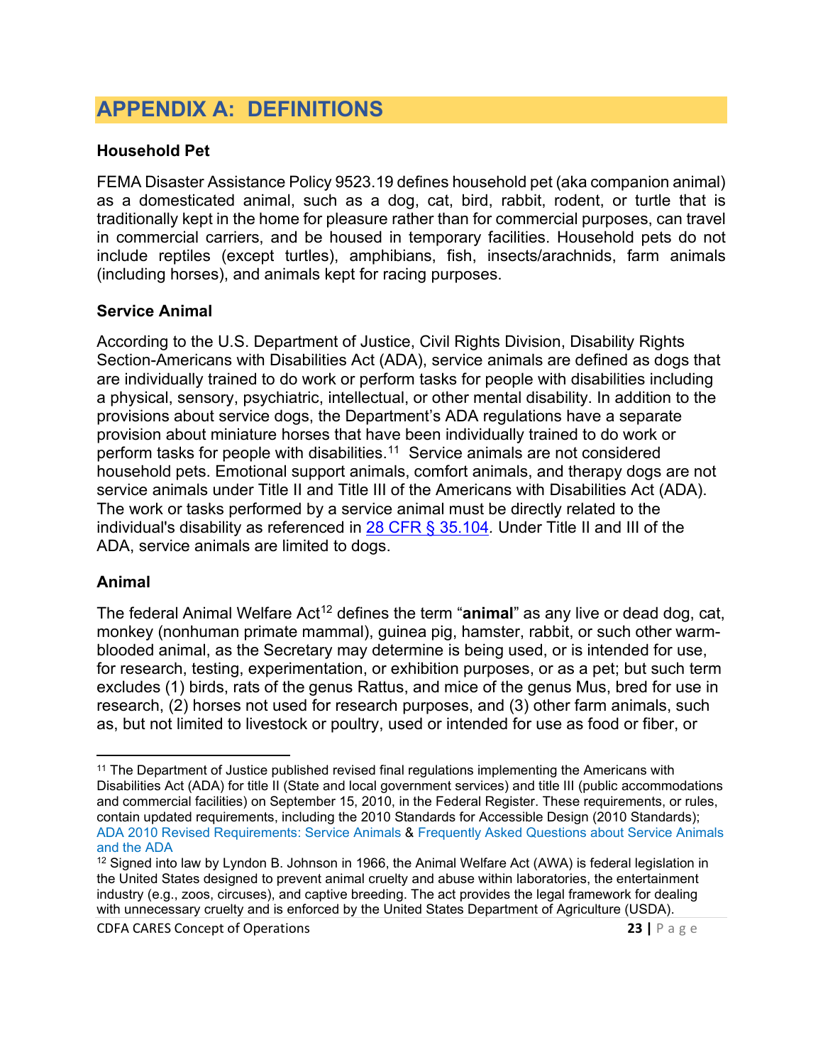# APPENDIX A: DEFINITIONS

### Household Pet

FEMA Disaster Assistance Policy 9523.19 defines household pet (aka companion animal) as a domesticated animal, such as a dog, cat, bird, rabbit, rodent, or turtle that is traditionally kept in the home for pleasure rather than for commercial purposes, can travel in commercial carriers, and be housed in temporary facilities. Household pets do not include reptiles (except turtles), amphibians, fish, insects/arachnids, farm animals (including horses), and animals kept for racing purposes.

### Service Animal

According to the U.S. Department of Justice, Civil Rights Division, Disability Rights Section-Americans with Disabilities Act (ADA), service animals are defined as dogs that are individually trained to do work or perform tasks for people with disabilities including a physical, sensory, psychiatric, intellectual, or other mental disability. In addition to the provisions about service dogs, the Department's ADA regulations have a separate provision about miniature horses that have been individually trained to do work or perform tasks for people with disabilities.[11] Service animals are not considered household pets. Emotional support animals, comfort animals, and therapy dogs are not service animals under Title II and Title III of the Americans with Disabilities Act (ADA). The work or tasks performed by a service animal must be directly related to the individual's disability as referenced in 28 CFR § 35.104. Under Title II and III of the ADA, service animals are limited to dogs.

### Animal

The federal Animal Welfare Act[12] defines the term "**animal**" as any live or dead dog, cat, monkey (nonhuman primate mammal), guinea pig, hamster, rabbit, or such other warm-blooded animal, as the Secretary may determine is being used, or is intended for use, for research, testing, experimentation, or exhibition purposes, or as a pet; but such term excludes (1) birds, rats of the genus Rattus, and mice of the genus Mus, bred for use in research, (2) horses not used for research purposes, and (3) other farm animals, such as, but not limited to livestock or poultry, used or intended for use as food or fiber, or

---

[11] The Department of Justice published revised final regulations implementing the Americans with Disabilities Act (ADA) for title II (State and local government services) and title III (public accommodations and commercial facilities) on September 15, 2010, in the Federal Register. These requirements, or rules, contain updated requirements, including the 2010 Standards for Accessible Design (2010 Standards); ADA 2010 Revised Requirements: Service Animals & Frequently Asked Questions about Service Animals and the ADA

[12] Signed into law by Lyndon B. Johnson in 1966, the Animal Welfare Act (AWA) is federal legislation in the United States designed to prevent animal cruelty and abuse within laboratories, the entertainment industry (e.g., zoos, circuses), and captive breeding. The act provides the legal framework for dealing with unnecessary cruelty and is enforced by the United States Department of Agriculture (USDA).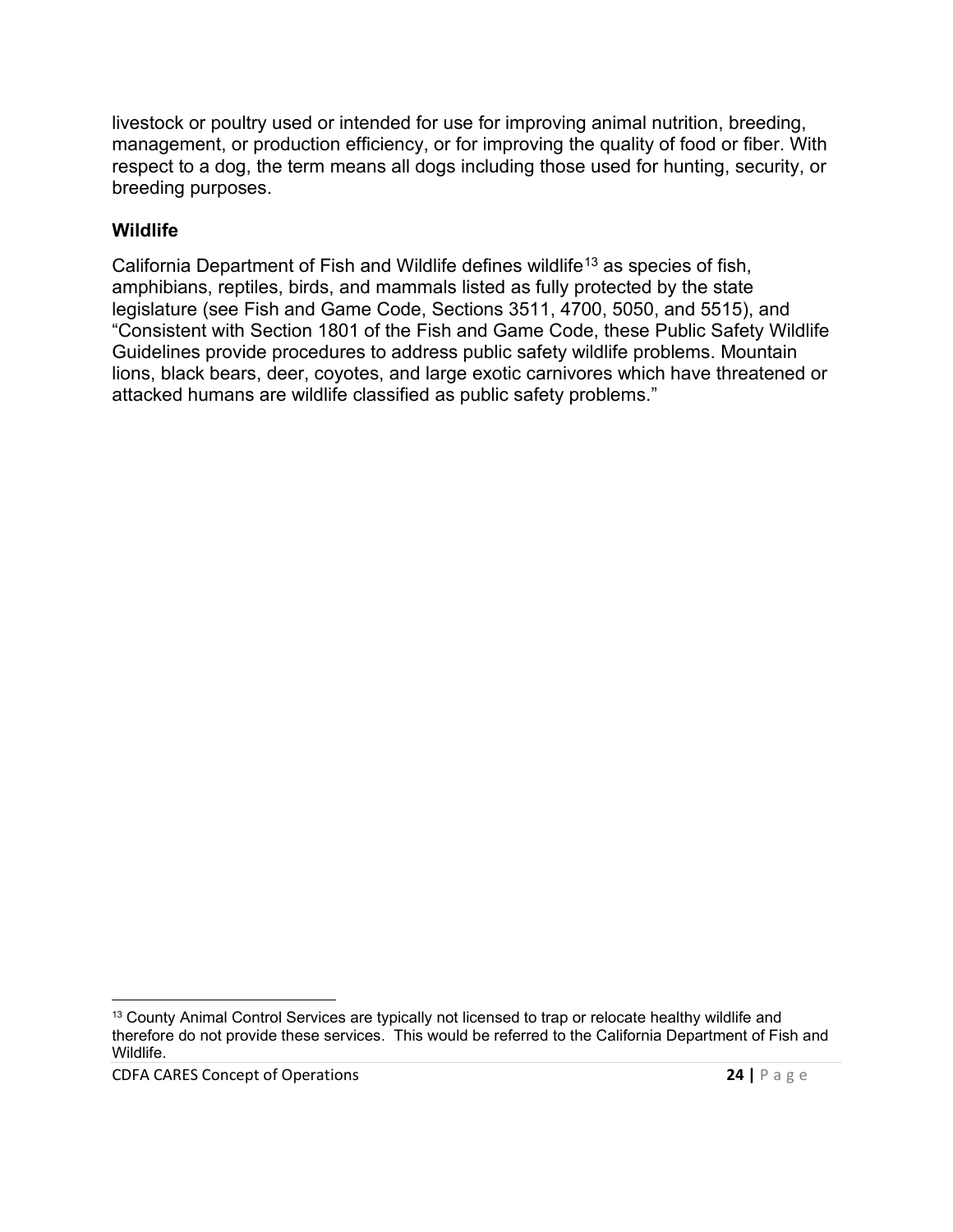livestock or poultry used or intended for use for improving animal nutrition, breeding, management, or production efficiency, or for improving the quality of food or fiber. With respect to a dog, the term means all dogs including those used for hunting, security, or breeding purposes.

### Wildlife

California Department of Fish and Wildlife defines wildlife[13] as species of fish, amphibians, reptiles, birds, and mammals listed as fully protected by the state legislature (see Fish and Game Code, Sections 3511, 4700, 5050, and 5515), and "Consistent with Section 1801 of the Fish and Game Code, these Public Safety Wildlife Guidelines provide procedures to address public safety wildlife problems. Mountain lions, black bears, deer, coyotes, and large exotic carnivores which have threatened or attacked humans are wildlife classified as public safety problems."

---

[13] County Animal Control Services are typically not licensed to trap or relocate healthy wildlife and therefore do not provide these services. This would be referred to the California Department of Fish and Wildlife.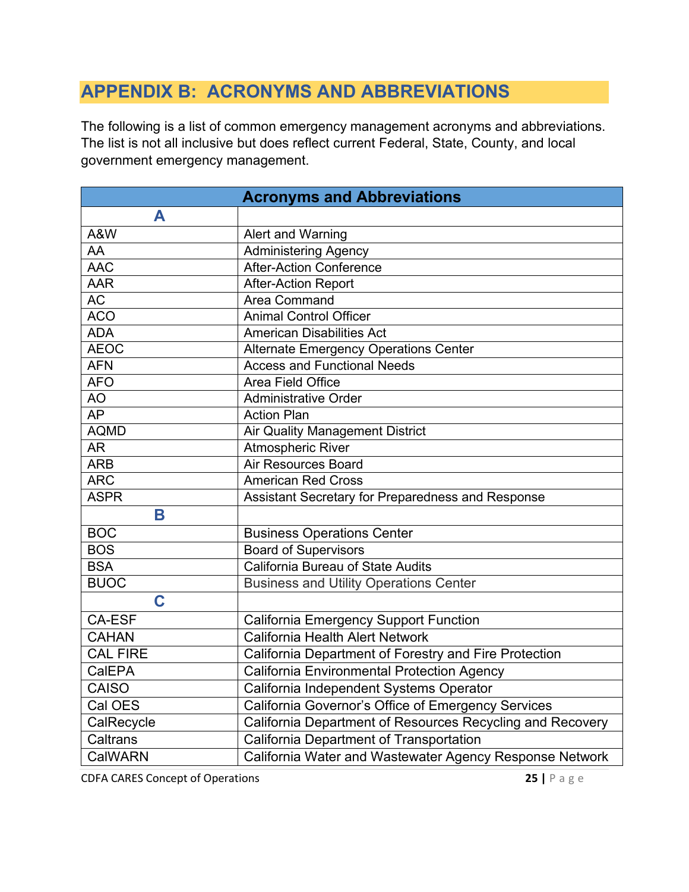## APPENDIX B: ACRONYMS AND ABBREVIATIONS

The following is a list of common emergency management acronyms and abbreviations. The list is not all inclusive but does reflect current Federal, State, County, and local government emergency management.

| Acronyms and Abbreviations | |
|---|---|
| **A** | |
| A&W | Alert and Warning |
| AA | Administering Agency |
| AAC | After-Action Conference |
| AAR | After-Action Report |
| AC | Area Command |
| ACO | Animal Control Officer |
| ADA | American Disabilities Act |
| AEOC | Alternate Emergency Operations Center |
| AFN | Access and Functional Needs |
| AFO | Area Field Office |
| AO | Administrative Order |
| AP | Action Plan |
| AQMD | Air Quality Management District |
| AR | Atmospheric River |
| ARB | Air Resources Board |
| ARC | American Red Cross |
| ASPR | Assistant Secretary for Preparedness and Response |
| **B** | |
| BOC | Business Operations Center |
| BOS | Board of Supervisors |
| BSA | California Bureau of State Audits |
| BUOC | Business and Utility Operations Center |
| **C** | |
| CA-ESF | California Emergency Support Function |
| CAHAN | California Health Alert Network |
| CAL FIRE | California Department of Forestry and Fire Protection |
| CalEPA | California Environmental Protection Agency |
| CAISO | California Independent Systems Operator |
| Cal OES | California Governor's Office of Emergency Services |
| CalRecycle | California Department of Resources Recycling and Recovery |
| Caltrans | California Department of Transportation |
| CalWARN | California Water and Wastewater Agency Response Network |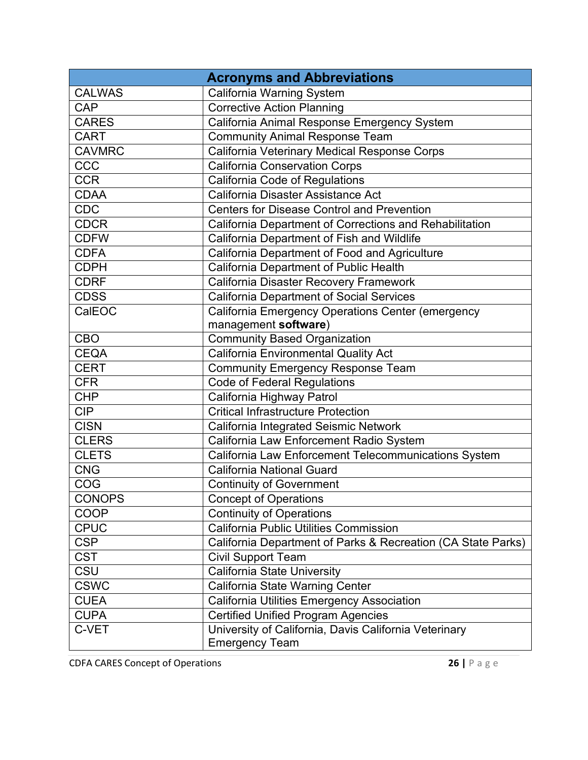| Acronyms and Abbreviations | |
|---|---|
| CALWAS | California Warning System |
| CAP | Corrective Action Planning |
| CARES | California Animal Response Emergency System |
| CART | Community Animal Response Team |
| CAVMRC | California Veterinary Medical Response Corps |
| CCC | California Conservation Corps |
| CCR | California Code of Regulations |
| CDAA | California Disaster Assistance Act |
| CDC | Centers for Disease Control and Prevention |
| CDCR | California Department of Corrections and Rehabilitation |
| CDFW | California Department of Fish and Wildlife |
| CDFA | California Department of Food and Agriculture |
| CDPH | California Department of Public Health |
| CDRF | California Disaster Recovery Framework |
| CDSS | California Department of Social Services |
| CalEOC | California Emergency Operations Center (emergency management **software**) |
| CBO | Community Based Organization |
| CEQA | California Environmental Quality Act |
| CERT | Community Emergency Response Team |
| CFR | Code of Federal Regulations |
| CHP | California Highway Patrol |
| CIP | Critical Infrastructure Protection |
| CISN | California Integrated Seismic Network |
| CLERS | California Law Enforcement Radio System |
| CLETS | California Law Enforcement Telecommunications System |
| CNG | California National Guard |
| COG | Continuity of Government |
| CONOPS | Concept of Operations |
| COOP | Continuity of Operations |
| CPUC | California Public Utilities Commission |
| CSP | California Department of Parks & Recreation (CA State Parks) |
| CST | Civil Support Team |
| CSU | California State University |
| CSWC | California State Warning Center |
| CUEA | California Utilities Emergency Association |
| CUPA | Certified Unified Program Agencies |
| C-VET | University of California, Davis California Veterinary Emergency Team |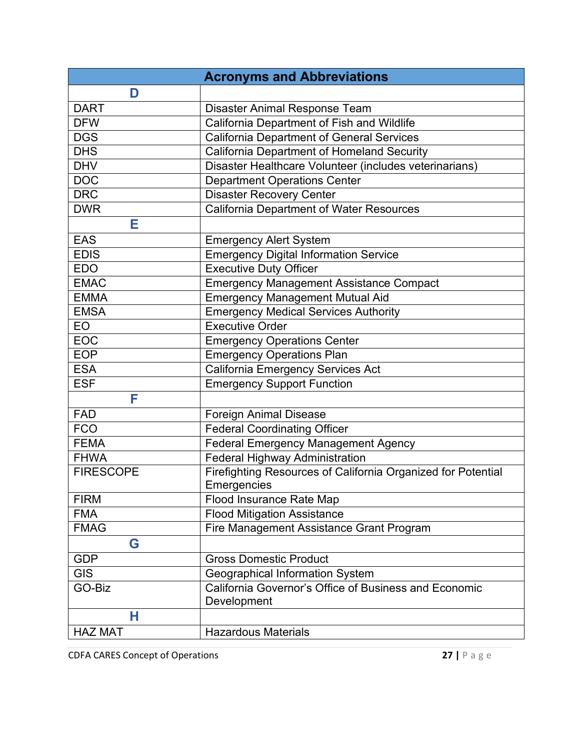| Acronyms and Abbreviations | |
|---|---|
| **D** | |
| DART | Disaster Animal Response Team |
| DFW | California Department of Fish and Wildlife |
| DGS | California Department of General Services |
| DHS | California Department of Homeland Security |
| DHV | Disaster Healthcare Volunteer (includes veterinarians) |
| DOC | Department Operations Center |
| DRC | Disaster Recovery Center |
| DWR | California Department of Water Resources |
| **E** | |
| EAS | Emergency Alert System |
| EDIS | Emergency Digital Information Service |
| EDO | Executive Duty Officer |
| EMAC | Emergency Management Assistance Compact |
| EMMA | Emergency Management Mutual Aid |
| EMSA | Emergency Medical Services Authority |
| EO | Executive Order |
| EOC | Emergency Operations Center |
| EOP | Emergency Operations Plan |
| ESA | California Emergency Services Act |
| ESF | Emergency Support Function |
| **F** | |
| FAD | Foreign Animal Disease |
| FCO | Federal Coordinating Officer |
| FEMA | Federal Emergency Management Agency |
| FHWA | Federal Highway Administration |
| FIRESCOPE | Firefighting Resources of California Organized for Potential Emergencies |
| FIRM | Flood Insurance Rate Map |
| FMA | Flood Mitigation Assistance |
| FMAG | Fire Management Assistance Grant Program |
| **G** | |
| GDP | Gross Domestic Product |
| GIS | Geographical Information System |
| GO-Biz | California Governor's Office of Business and Economic Development |
| **H** | |
| HAZ MAT | Hazardous Materials |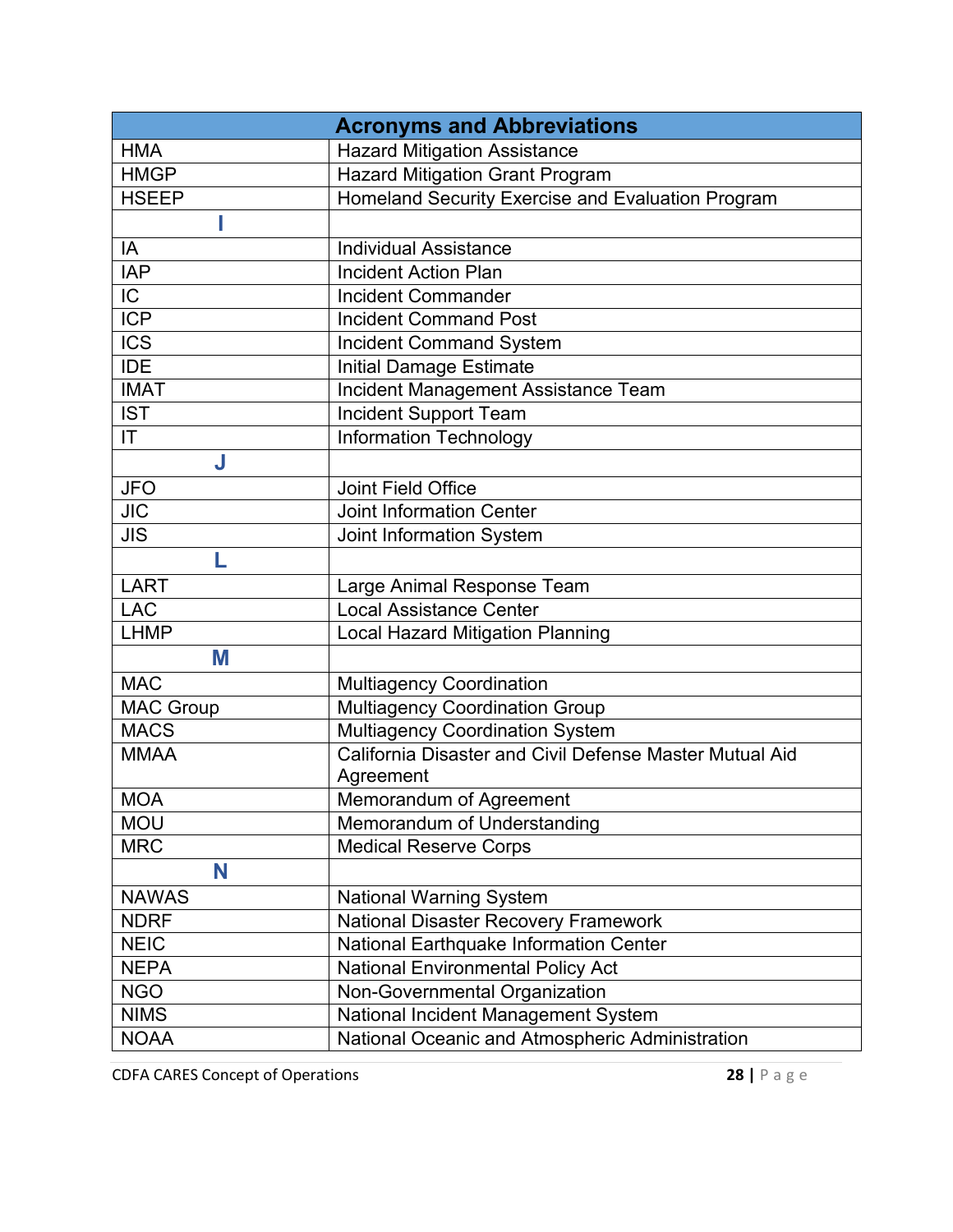| Acronyms and Abbreviations | |
|---|---|
| HMA | Hazard Mitigation Assistance |
| HMGP | Hazard Mitigation Grant Program |
| HSEEP | Homeland Security Exercise and Evaluation Program |
| **I** | |
| IA | Individual Assistance |
| IAP | Incident Action Plan |
| IC | Incident Commander |
| ICP | Incident Command Post |
| ICS | Incident Command System |
| IDE | Initial Damage Estimate |
| IMAT | Incident Management Assistance Team |
| IST | Incident Support Team |
| IT | Information Technology |
| **J** | |
| JFO | Joint Field Office |
| JIC | Joint Information Center |
| JIS | Joint Information System |
| **L** | |
| LART | Large Animal Response Team |
| LAC | Local Assistance Center |
| LHMP | Local Hazard Mitigation Planning |
| **M** | |
| MAC | Multiagency Coordination |
| MAC Group | Multiagency Coordination Group |
| MACS | Multiagency Coordination System |
| MMAA | California Disaster and Civil Defense Master Mutual Aid Agreement |
| MOA | Memorandum of Agreement |
| MOU | Memorandum of Understanding |
| MRC | Medical Reserve Corps |
| **N** | |
| NAWAS | National Warning System |
| NDRF | National Disaster Recovery Framework |
| NEIC | National Earthquake Information Center |
| NEPA | National Environmental Policy Act |
| NGO | Non-Governmental Organization |
| NIMS | National Incident Management System |
| NOAA | National Oceanic and Atmospheric Administration |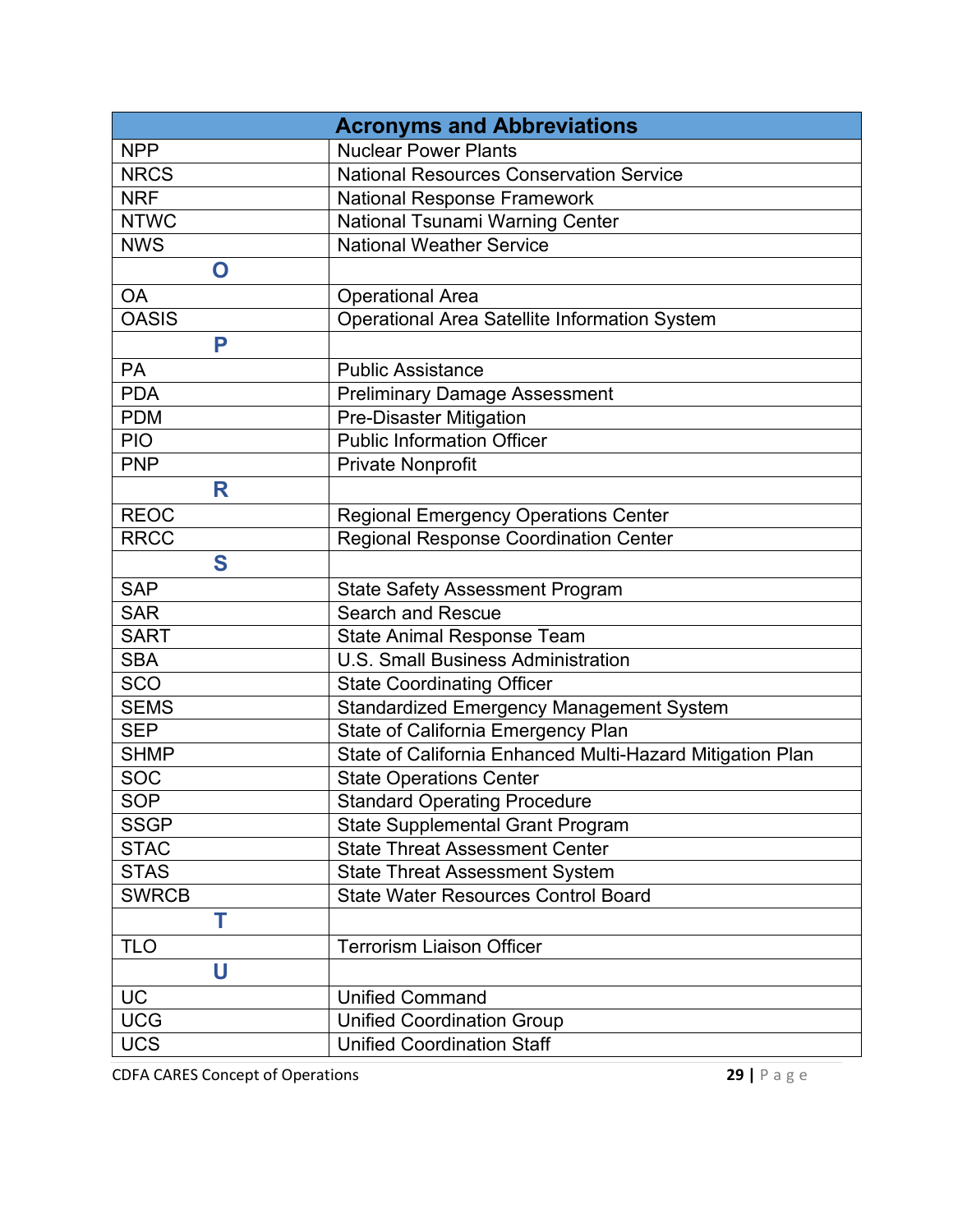| Acronyms and Abbreviations | |
|---|---|
| NPP | Nuclear Power Plants |
| NRCS | National Resources Conservation Service |
| NRF | National Response Framework |
| NTWC | National Tsunami Warning Center |
| NWS | National Weather Service |
| **O** | |
| OA | Operational Area |
| OASIS | Operational Area Satellite Information System |
| **P** | |
| PA | Public Assistance |
| PDA | Preliminary Damage Assessment |
| PDM | Pre-Disaster Mitigation |
| PIO | Public Information Officer |
| PNP | Private Nonprofit |
| **R** | |
| REOC | Regional Emergency Operations Center |
| RRCC | Regional Response Coordination Center |
| **S** | |
| SAP | State Safety Assessment Program |
| SAR | Search and Rescue |
| SART | State Animal Response Team |
| SBA | U.S. Small Business Administration |
| SCO | State Coordinating Officer |
| SEMS | Standardized Emergency Management System |
| SEP | State of California Emergency Plan |
| SHMP | State of California Enhanced Multi-Hazard Mitigation Plan |
| SOC | State Operations Center |
| SOP | Standard Operating Procedure |
| SSGP | State Supplemental Grant Program |
| STAC | State Threat Assessment Center |
| STAS | State Threat Assessment System |
| SWRCB | State Water Resources Control Board |
| **T** | |
| TLO | Terrorism Liaison Officer |
| **U** | |
| UC | Unified Command |
| UCG | Unified Coordination Group |
| UCS | Unified Coordination Staff |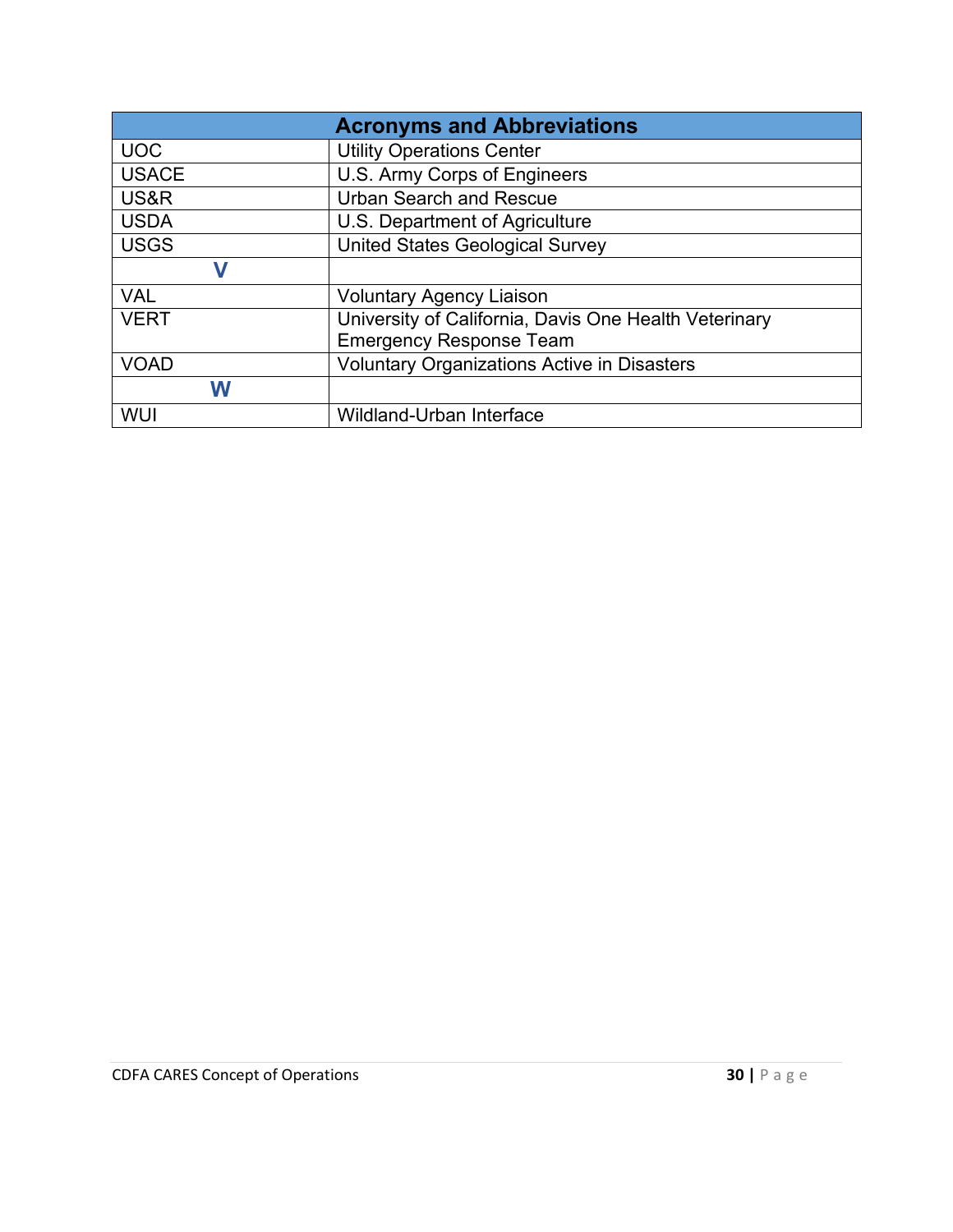| Acronyms and Abbreviations | |
|---|---|
| UOC | Utility Operations Center |
| USACE | U.S. Army Corps of Engineers |
| US&R | Urban Search and Rescue |
| USDA | U.S. Department of Agriculture |
| USGS | United States Geological Survey |
| **V** | |
| VAL | Voluntary Agency Liaison |
| VERT | University of California, Davis One Health Veterinary Emergency Response Team |
| VOAD | Voluntary Organizations Active in Disasters |
| **W** | |
| WUI | Wildland-Urban Interface |